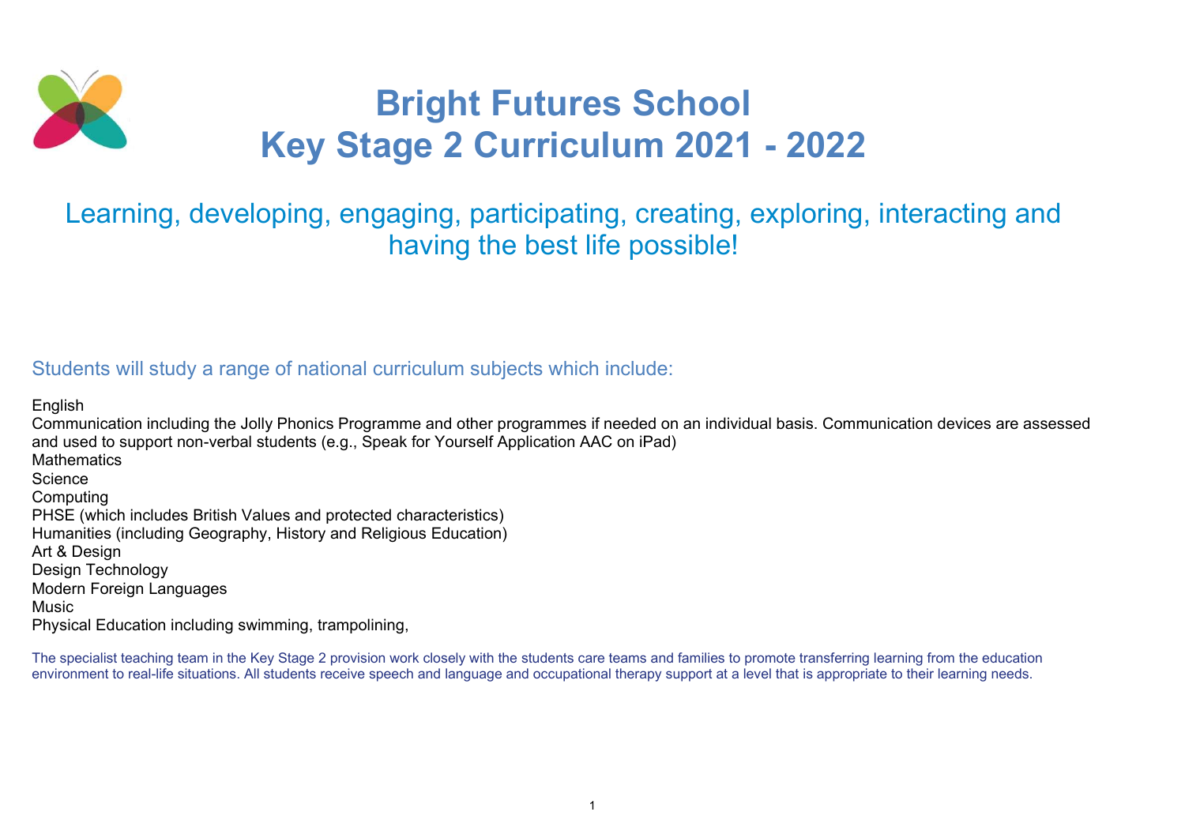# Bright Futures School
# Key Stage 2 Curriculum 2021 - 2022

## Learning, developing, engaging, participating, creating, exploring, interacting and having the best life possible!

### Students will study a range of national curriculum subjects which include:

English
Communication including the Jolly Phonics Programme and other programmes if needed on an individual basis. Communication devices are assessed and used to support non-verbal students (e.g., Speak for Yourself Application AAC on iPad)
Mathematics
Science
Computing
PHSE (which includes British Values and protected characteristics)
Humanities (including Geography, History and Religious Education)
Art & Design
Design Technology
Modern Foreign Languages
Music
Physical Education including swimming, trampolining,

The specialist teaching team in the Key Stage 2 provision work closely with the students care teams and families to promote transferring learning from the education environment to real-life situations. All students receive speech and language and occupational therapy support at a level that is appropriate to their learning needs.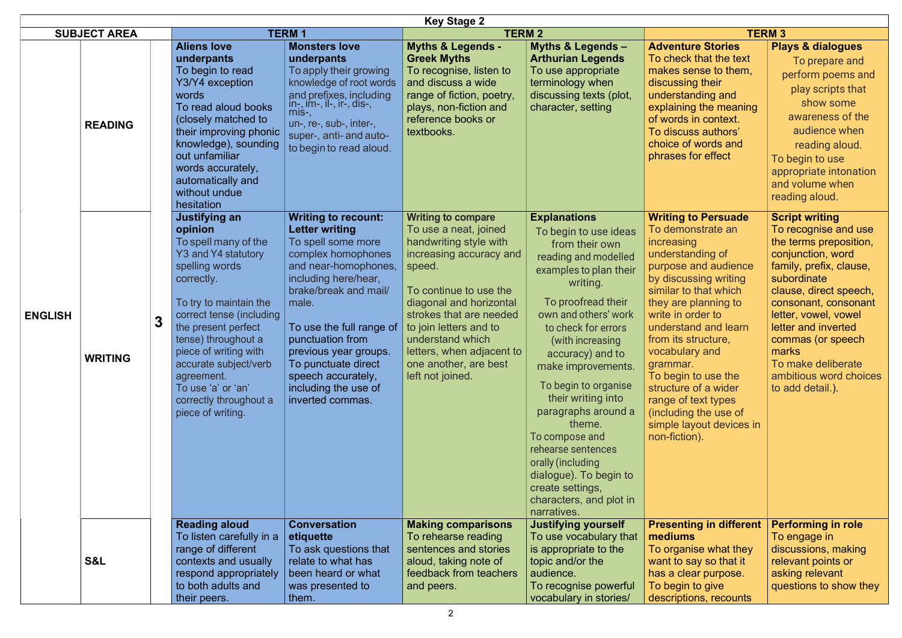| Key Stage 2 | | | | | | | | |
|---|---|---|---|---|---|---|---|---|
| SUBJECT AREA | | | TERM 1 | | TERM 2 | | TERM 3 | |
| ENGLISH | READING | 3 | **Aliens love underpants** To begin to read Y3/Y4 exception words To read aloud books (closely matched to their improving phonic knowledge), sounding out unfamiliar words accurately, automatically and without undue hesitation | **Monsters love underpants** To apply their growing knowledge of root words and prefixes, including in-, im-, il-, ir-, dis-, mis-, un-, re-, sub-, inter-, super-, anti- and auto- to begin to read aloud. | **Myths & Legends - Greek Myths** To recognise, listen to and discuss a wide range of fiction, poetry, plays, non-fiction and reference books or textbooks. | **Myths & Legends – Arthurian Legends** To use appropriate terminology when discussing texts (plot, character, setting | **Adventure Stories** To check that the text makes sense to them, discussing their understanding and explaining the meaning of words in context. To discuss authors' choice of words and phrases for effect | **Plays & dialogues** To prepare and perform poems and play scripts that show some awareness of the audience when reading aloud. To begin to use appropriate intonation and volume when reading aloud. |
| | WRITING | | **Justifying an opinion** To spell many of the Y3 and Y4 statutory spelling words correctly. To try to maintain the correct tense (including the present perfect tense) throughout a piece of writing with accurate subject/verb agreement. To use 'a' or 'an' correctly throughout a piece of writing. | **Writing to recount: Letter writing** To spell some more complex homophones and near-homophones, including here/hear, brake/break and mail/ male. To use the full range of punctuation from previous year groups. To punctuate direct speech accurately, including the use of inverted commas. | **Writing to compare** To use a neat, joined handwriting style with increasing accuracy and speed. To continue to use the diagonal and horizontal strokes that are needed to join letters and to understand which letters, when adjacent to one another, are best left not joined. | **Explanations** To begin to use ideas from their own reading and modelled examples to plan their writing. To proofread their own and others' work to check for errors (with increasing accuracy) and to make improvements. To begin to organise their writing into paragraphs around a theme. To compose and rehearse sentences orally (including dialogue). To begin to create settings, characters, and plot in narratives. | **Writing to Persuade** To demonstrate an increasing understanding of purpose and audience by discussing writing similar to that which they are planning to write in order to understand and learn from its structure, vocabulary and grammar. To begin to use the structure of a wider range of text types (including the use of simple layout devices in non-fiction). | **Script writing** To recognise and use the terms preposition, conjunction, word family, prefix, clause, subordinate clause, direct speech, consonant, consonant letter, vowel, vowel letter and inverted commas (or speech marks To make deliberate ambitious word choices to add detail.). |
| | S&L | | **Reading aloud** To listen carefully in a range of different contexts and usually respond appropriately to both adults and their peers. | **Conversation etiquette** To ask questions that relate to what has been heard or what was presented to them. | **Making comparisons** To rehearse reading sentences and stories aloud, taking note of feedback from teachers and peers. | **Justifying yourself** To use vocabulary that is appropriate to the topic and/or the audience. To recognise powerful vocabulary in stories/ | **Presenting in different mediums** To organise what they want to say so that it has a clear purpose. To begin to give descriptions, recounts | **Performing in role** To engage in discussions, making relevant points or asking relevant questions to show they |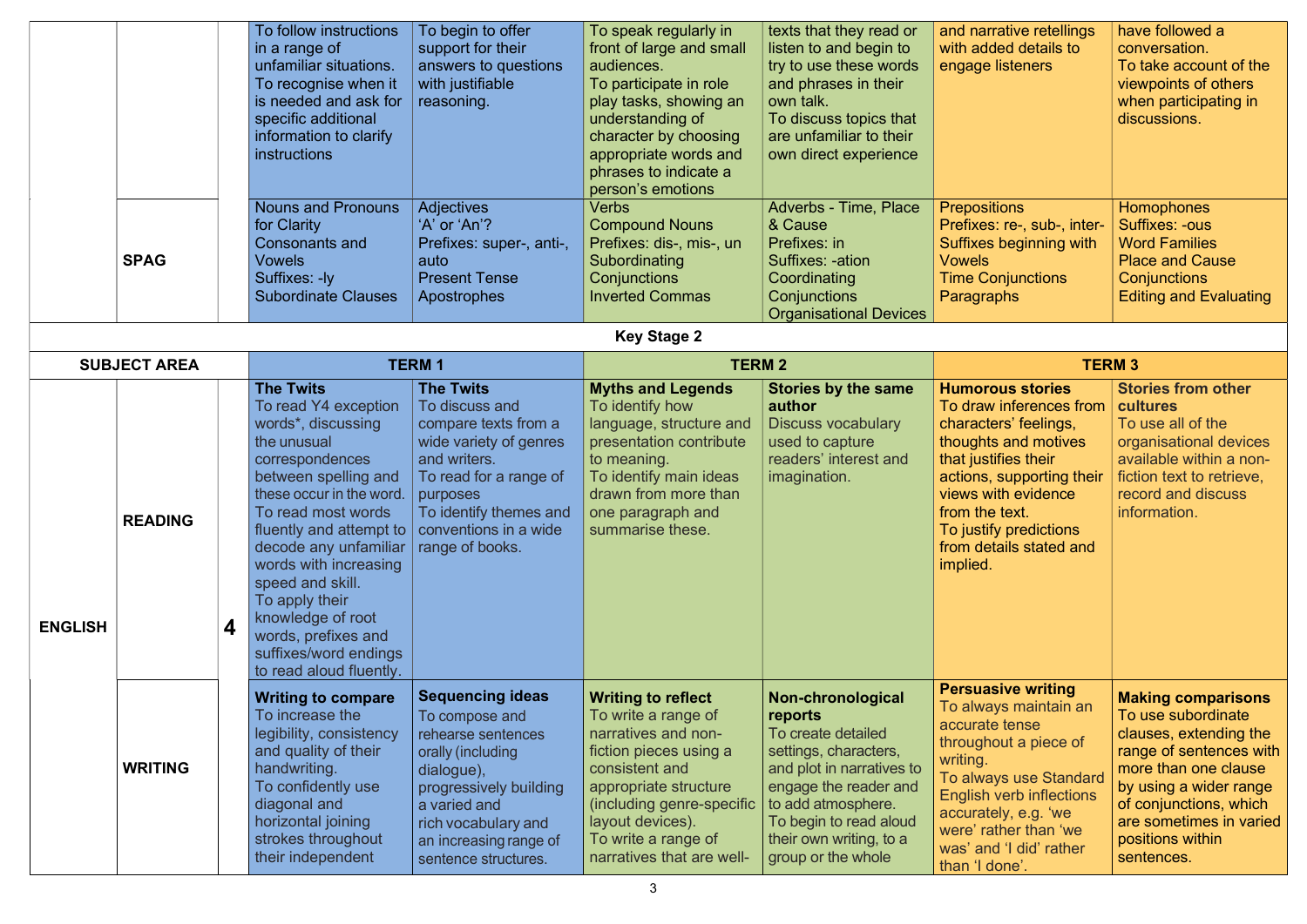| | | | | | | | | |
|---|---|---|---|---|---|---|---|---|
| | | | To follow instructions in a range of unfamiliar situations. To recognise when it is needed and ask for specific additional information to clarify instructions | To begin to offer support for their answers to questions with justifiable reasoning. | To speak regularly in front of large and small audiences. To participate in role play tasks, showing an understanding of character by choosing appropriate words and phrases to indicate a person's emotions | texts that they read or listen to and begin to try to use these words and phrases in their own talk. To discuss topics that are unfamiliar to their own direct experience | and narrative retellings with added details to engage listeners | have followed a conversation. To take account of the viewpoints of others when participating in discussions. |
| | **SPAG** | | Nouns and Pronouns for Clarity<br>Consonants and Vowels<br>Suffixes: -ly<br>Subordinate Clauses | Adjectives<br>'A' or 'An'?<br>Prefixes: super-, anti-, auto<br>Present Tense<br>Apostrophes | Verbs<br>Compound Nouns<br>Prefixes: dis-, mis-, un<br>Subordinating Conjunctions<br>Inverted Commas | Adverbs - Time, Place & Cause<br>Prefixes: in<br>Suffixes: -ation<br>Coordinating Conjunctions<br>Organisational Devices | Prepositions<br>Prefixes: re-, sub-, inter-<br>Suffixes beginning with Vowels<br>Time Conjunctions<br>Paragraphs | Homophones<br>Suffixes: -ous<br>Word Families<br>Place and Cause Conjunctions<br>Editing and Evaluating |
| **Key Stage 2** | | | | | | | | |
| **SUBJECT AREA** | | | **TERM 1** | | **TERM 2** | | **TERM 3** | |
| **ENGLISH** | **READING** | **4** | **The Twits**<br>To read Y4 exception words*, discussing the unusual correspondences between spelling and these occur in the word.<br>To read most words fluently and attempt to decode any unfamiliar words with increasing speed and skill.<br>To apply their knowledge of root words, prefixes and suffixes/word endings to read aloud fluently. | **The Twits**<br>To discuss and compare texts from a wide variety of genres and writers.<br>To read for a range of purposes<br>To identify themes and conventions in a wide range of books. | **Myths and Legends**<br>To identify how language, structure and presentation contribute to meaning.<br>To identify main ideas drawn from more than one paragraph and summarise these. | **Stories by the same author**<br>Discuss vocabulary used to capture readers' interest and imagination. | **Humorous stories**<br>To draw inferences from characters' feelings, thoughts and motives that justifies their actions, supporting their views with evidence from the text.<br>To justify predictions from details stated and implied. | **Stories from other cultures**<br>To use all of the organisational devices available within a non-fiction text to retrieve, record and discuss information. |
| | **WRITING** | | **Writing to compare**<br>To increase the legibility, consistency and quality of their handwriting.<br>To confidently use diagonal and horizontal joining strokes throughout their independent | **Sequencing ideas**<br>To compose and rehearse sentences orally (including dialogue), progressively building a varied and rich vocabulary and an increasing range of sentence structures. | **Writing to reflect**<br>To write a range of narratives and non-fiction pieces using a consistent and appropriate structure (including genre-specific layout devices).<br>To write a range of narratives that are well- | **Non-chronological reports**<br>To create detailed settings, characters, and plot in narratives to engage the reader and to add atmosphere.<br>To begin to read aloud their own writing, to a group or the whole | **Persuasive writing**<br>To always maintain an accurate tense throughout a piece of writing.<br>To always use Standard English verb inflections accurately, e.g. 'we were' rather than 'we was' and 'I did' rather than 'I done'. | **Making comparisons**<br>To use subordinate clauses, extending the range of sentences with more than one clause by using a wider range of conjunctions, which are sometimes in varied positions within sentences. |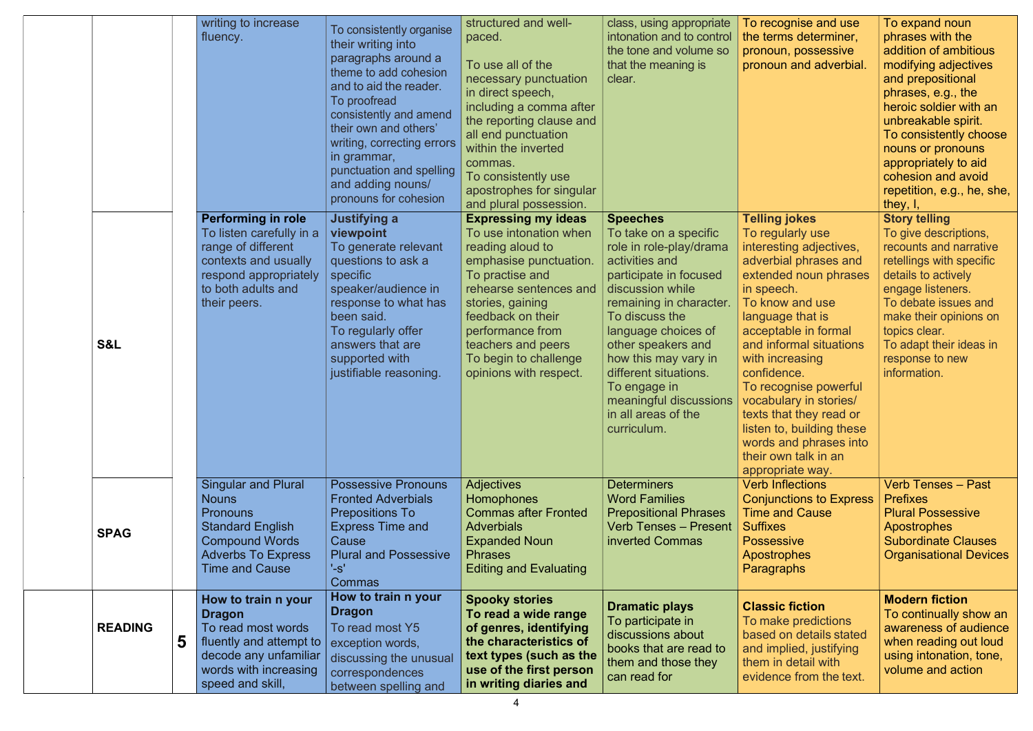| | | | | | | | | |
|---|---|---|---|---|---|---|---|---|
| | | | writing to increase fluency. | To consistently organise their writing into paragraphs around a theme to add cohesion and to aid the reader.<br>To proofread consistently and amend their own and others' writing, correcting errors in grammar, punctuation and spelling and adding nouns/ pronouns for cohesion | structured and well-paced.<br><br>To use all of the necessary punctuation in direct speech, including a comma after the reporting clause and all end punctuation within the inverted commas.<br>To consistently use apostrophes for singular and plural possession. | class, using appropriate intonation and to control the tone and volume so that the meaning is clear. | To recognise and use the terms determiner, pronoun, possessive pronoun and adverbial. | To expand noun phrases with the addition of ambitious modifying adjectives and prepositional phrases, e.g., the heroic soldier with an unbreakable spirit.<br>To consistently choose nouns or pronouns appropriately to aid cohesion and avoid repetition, e.g., he, she, they, I, |
| | **S&L** | | **Performing in role**<br>To listen carefully in a range of different contexts and usually respond appropriately to both adults and their peers. | **Justifying a viewpoint**<br>To generate relevant questions to ask a specific speaker/audience in response to what has been said.<br>To regularly offer answers that are supported with justifiable reasoning. | **Expressing my ideas**<br>To use intonation when reading aloud to emphasise punctuation.<br>To practise and rehearse sentences and stories, gaining feedback on their performance from teachers and peers<br>To begin to challenge opinions with respect. | **Speeches**<br>To take on a specific role in role-play/drama activities and participate in focused discussion while remaining in character.<br>To discuss the language choices of other speakers and how this may vary in different situations.<br>To engage in meaningful discussions in all areas of the curriculum. | **Telling jokes**<br>To regularly use interesting adjectives, adverbial phrases and extended noun phrases in speech.<br>To know and use language that is acceptable in formal and informal situations with increasing confidence.<br>To recognise powerful vocabulary in stories/ texts that they read or listen to, building these words and phrases into their own talk in an appropriate way. | **Story telling**<br>To give descriptions, recounts and narrative retellings with specific details to actively engage listeners.<br>To debate issues and make their opinions on topics clear.<br>To adapt their ideas in response to new information. |
| | **SPAG** | | Singular and Plural Nouns<br>Pronouns<br>Standard English<br>Compound Words<br>Adverbs To Express Time and Cause | Possessive Pronouns<br>Fronted Adverbials<br>Prepositions To Express Time and Cause<br>Plural and Possessive '-s'<br>Commas | Adjectives<br>Homophones<br>Commas after Fronted Adverbials<br>Expanded Noun Phrases<br>Editing and Evaluating | Determiners<br>Word Families<br>Prepositional Phrases<br>Verb Tenses – Present<br>inverted Commas | Verb Inflections<br>Conjunctions to Express Time and Cause<br>Suffixes<br>Possessive Apostrophes<br>Paragraphs | Verb Tenses – Past<br>Prefixes<br>Plural Possessive Apostrophes<br>Subordinate Clauses<br>Organisational Devices |
| | **READING** | **5** | **How to train n your Dragon**<br>To read most words fluently and attempt to decode any unfamiliar words with increasing speed and skill, | **How to train n your Dragon**<br>To read most Y5 exception words, discussing the unusual correspondences between spelling and | **Spooky stories**<br>**To read a wide range of genres, identifying the characteristics of text types (such as the use of the first person in writing diaries and** | **Dramatic plays**<br>To participate in discussions about books that are read to them and those they can read for | **Classic fiction**<br>To make predictions based on details stated and implied, justifying them in detail with evidence from the text. | **Modern fiction**<br>To continually show an awareness of audience when reading out loud using intonation, tone, volume and action |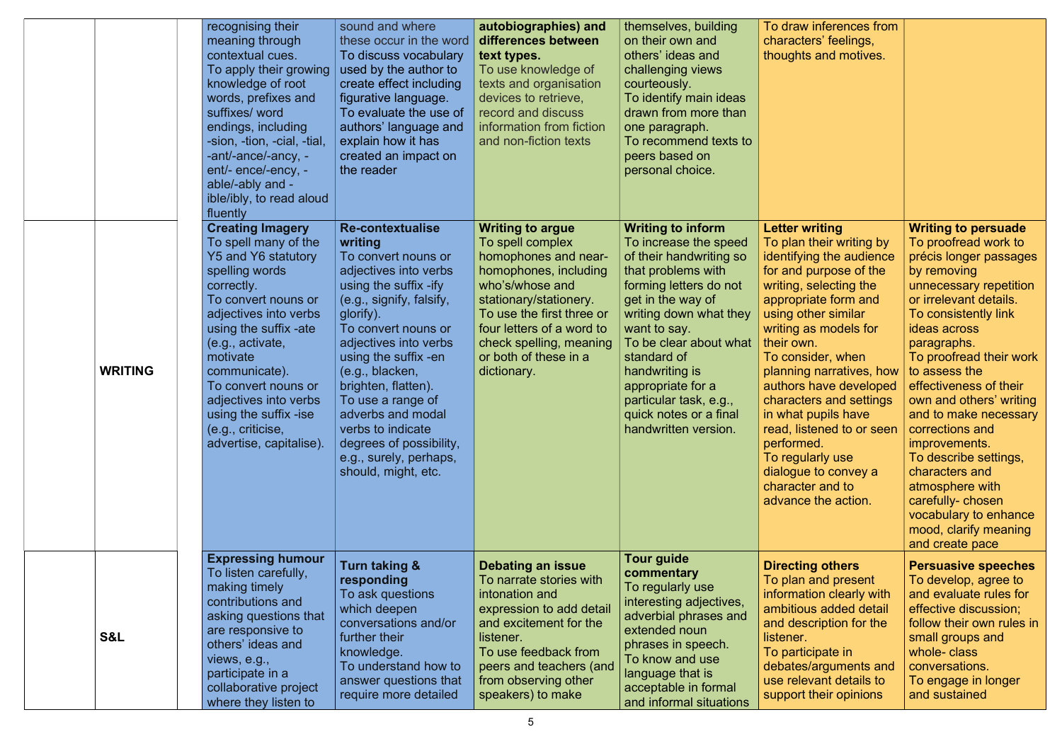| | | | | | | | | |
|---|---|---|---|---|---|---|---|---|
| | | | recognising their meaning through contextual cues. To apply their growing knowledge of root words, prefixes and suffixes/ word endings, including -sion, -tion, -cial, -tial, -ant/-ance/-ancy, -ent/- ence/-ency, -able/-ably and -ible/ibly, to read aloud fluently | sound and where these occur in the word To discuss vocabulary used by the author to create effect including figurative language. To evaluate the use of authors' language and explain how it has created an impact on the reader | **autobiographies) and differences between text types.** To use knowledge of texts and organisation devices to retrieve, record and discuss information from fiction and non-fiction texts | themselves, building on their own and others' ideas and challenging views courteously. To identify main ideas drawn from more than one paragraph. To recommend texts to peers based on personal choice. | To draw inferences from characters' feelings, thoughts and motives. | |
| | **WRITING** | | **Creating Imagery** To spell many of the Y5 and Y6 statutory spelling words correctly. To convert nouns or adjectives into verbs using the suffix -ate (e.g., activate, motivate communicate). To convert nouns or adjectives into verbs using the suffix -ise (e.g., criticise, advertise, capitalise). | **Re-contextualise writing** To convert nouns or adjectives into verbs using the suffix -ify (e.g., signify, falsify, glorify). To convert nouns or adjectives into verbs using the suffix -en (e.g., blacken, brighten, flatten). To use a range of adverbs and modal verbs to indicate degrees of possibility, e.g., surely, perhaps, should, might, etc. | **Writing to argue** To spell complex homophones and near-homophones, including who's/whose and stationary/stationery. To use the first three or four letters of a word to check spelling, meaning or both of these in a dictionary. | **Writing to inform** To increase the speed of their handwriting so that problems with forming letters do not get in the way of writing down what they want to say. To be clear about what standard of handwriting is appropriate for a particular task, e.g., quick notes or a final handwritten version. | **Letter writing** To plan their writing by identifying the audience for and purpose of the writing, selecting the appropriate form and using other similar writing as models for their own. To consider, when planning narratives, how authors have developed characters and settings in what pupils have read, listened to or seen performed. To regularly use dialogue to convey a character and to advance the action. | **Writing to persuade** To proofread work to précis longer passages by removing unnecessary repetition or irrelevant details. To consistently link ideas across paragraphs. To proofread their work to assess the effectiveness of their own and others' writing and to make necessary corrections and improvements. To describe settings, characters and atmosphere with carefully- chosen vocabulary to enhance mood, clarify meaning and create pace |
| | **S&L** | | **Expressing humour** To listen carefully, making timely contributions and asking questions that are responsive to others' ideas and views, e.g., participate in a collaborative project where they listen to | **Turn taking & responding** To ask questions which deepen conversations and/or further their knowledge. To understand how to answer questions that require more detailed | **Debating an issue** To narrate stories with intonation and expression to add detail and excitement for the listener. To use feedback from peers and teachers (and from observing other speakers) to make | **Tour guide commentary** To regularly use interesting adjectives, adverbial phrases and extended noun phrases in speech. To know and use language that is acceptable in formal and informal situations | **Directing others** To plan and present information clearly with ambitious added detail and description for the listener. To participate in debates/arguments and use relevant details to support their opinions | **Persuasive speeches** To develop, agree to and evaluate rules for effective discussion; follow their own rules in small groups and whole- class conversations. To engage in longer and sustained |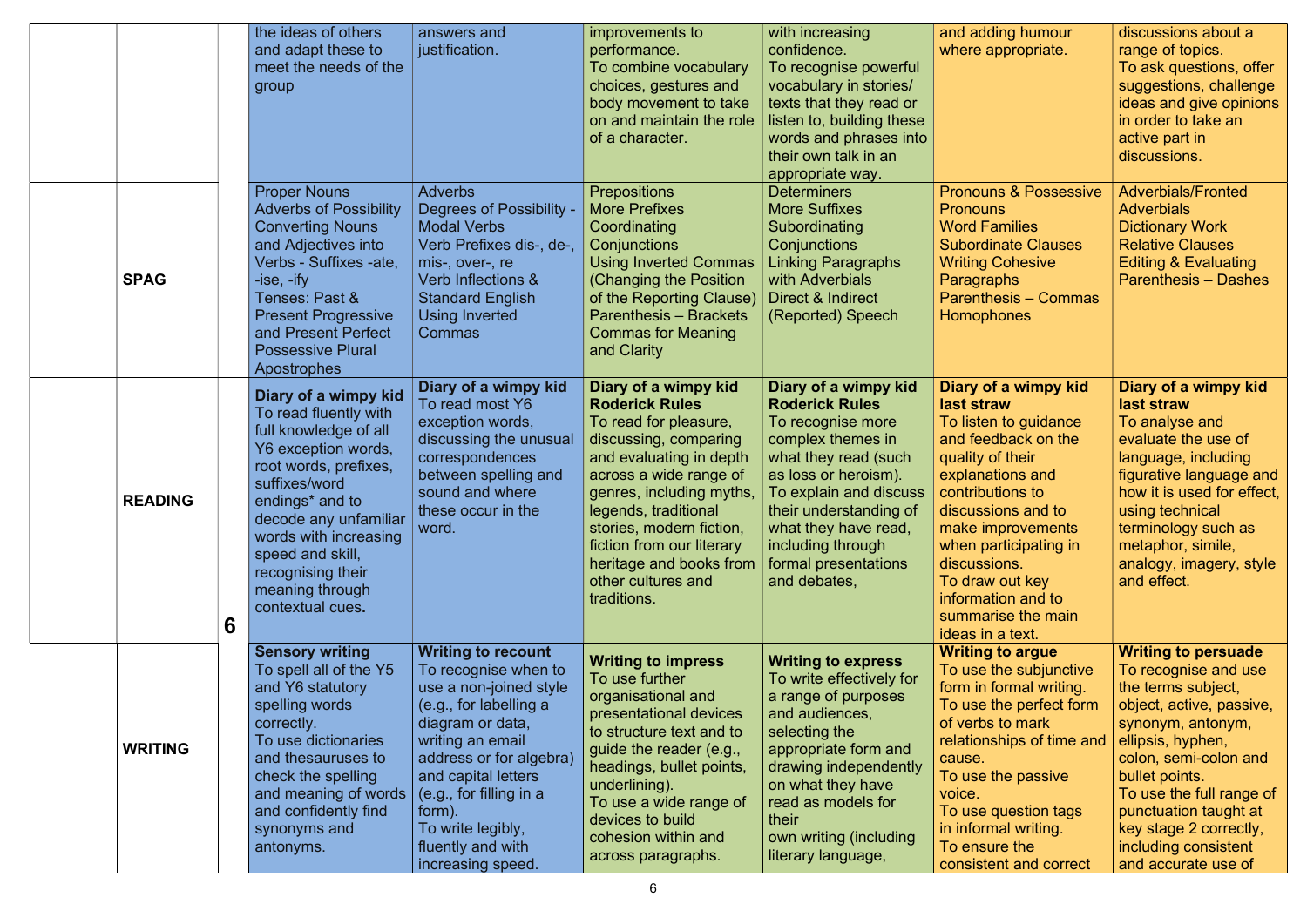|  |  |  |  |  |  |  |  |  |
|---|---|---|---|---|---|---|---|---|
|  |  |  | the ideas of others and adapt these to meet the needs of the group | answers and justification. | improvements to performance. To combine vocabulary choices, gestures and body movement to take on and maintain the role of a character. | with increasing confidence. To recognise powerful vocabulary in stories/ texts that they read or listen to, building these words and phrases into their own talk in an appropriate way. | and adding humour where appropriate. | discussions about a range of topics. To ask questions, offer suggestions, challenge ideas and give opinions in order to take an active part in discussions. |
|  | **SPAG** |  | Proper Nouns<br>Adverbs of Possibility<br>Converting Nouns and Adjectives into Verbs - Suffixes -ate, -ise, -ify<br>Tenses: Past & Present Progressive and Present Perfect<br>Possessive Plural Apostrophes | Adverbs<br>Degrees of Possibility - Modal Verbs<br>Verb Prefixes dis-, de-, mis-, over-, re<br>Verb Inflections & Standard English<br>Using Inverted Commas | Prepositions<br>More Prefixes<br>Coordinating Conjunctions<br>Using Inverted Commas (Changing the Position of the Reporting Clause)<br>Parenthesis – Brackets<br>Commas for Meaning and Clarity | Determiners<br>More Suffixes<br>Subordinating Conjunctions<br>Linking Paragraphs with Adverbials<br>Direct & Indirect (Reported) Speech | Pronouns & Possessive Pronouns<br>Word Families<br>Subordinate Clauses<br>Writing Cohesive Paragraphs<br>Parenthesis – Commas<br>Homophones | Adverbials/Fronted Adverbials<br>Dictionary Work<br>Relative Clauses<br>Editing & Evaluating<br>Parenthesis – Dashes |
|  | **READING** | 6 | **Diary of a wimpy kid**<br>To read fluently with full knowledge of all Y6 exception words, root words, prefixes, suffixes/word endings* and to decode any unfamiliar words with increasing speed and skill, recognising their meaning through contextual cues. | **Diary of a wimpy kid**<br>To read most Y6 exception words, discussing the unusual correspondences between spelling and sound and where these occur in the word. | **Diary of a wimpy kid Roderick Rules**<br>To read for pleasure, discussing, comparing and evaluating in depth across a wide range of genres, including myths, legends, traditional stories, modern fiction, fiction from our literary heritage and books from other cultures and traditions. | **Diary of a wimpy kid Roderick Rules**<br>To recognise more complex themes in what they read (such as loss or heroism).<br>To explain and discuss their understanding of what they have read, including through formal presentations and debates, | **Diary of a wimpy kid last straw**<br>To listen to guidance and feedback on the quality of their explanations and contributions to discussions and to make improvements when participating in discussions.<br>To draw out key information and to summarise the main ideas in a text. | **Diary of a wimpy kid last straw**<br>To analyse and evaluate the use of language, including figurative language and how it is used for effect, using technical terminology such as metaphor, simile, analogy, imagery, style and effect. |
|  | **WRITING** |  | **Sensory writing**<br>To spell all of the Y5 and Y6 statutory spelling words correctly.<br>To use dictionaries and thesauruses to check the spelling and meaning of words and confidently find synonyms and antonyms. | **Writing to recount**<br>To recognise when to use a non-joined style (e.g., for labelling a diagram or data, writing an email address or for algebra) and capital letters (e.g., for filling in a form).<br>To write legibly, fluently and with increasing speed. | **Writing to impress**<br>To use further organisational and presentational devices to structure text and to guide the reader (e.g., headings, bullet points, underlining).<br>To use a wide range of devices to build cohesion within and across paragraphs. | **Writing to express**<br>To write effectively for a range of purposes and audiences, selecting the appropriate form and drawing independently on what they have read as models for their own writing (including literary language, | **Writing to argue**<br>To use the subjunctive form in formal writing.<br>To use the perfect form of verbs to mark relationships of time and cause.<br>To use the passive voice.<br>To use question tags in informal writing.<br>To ensure the consistent and correct | **Writing to persuade**<br>To recognise and use the terms subject, object, active, passive, synonym, antonym, ellipsis, hyphen, colon, semi-colon and bullet points.<br>To use the full range of punctuation taught at key stage 2 correctly, including consistent and accurate use of |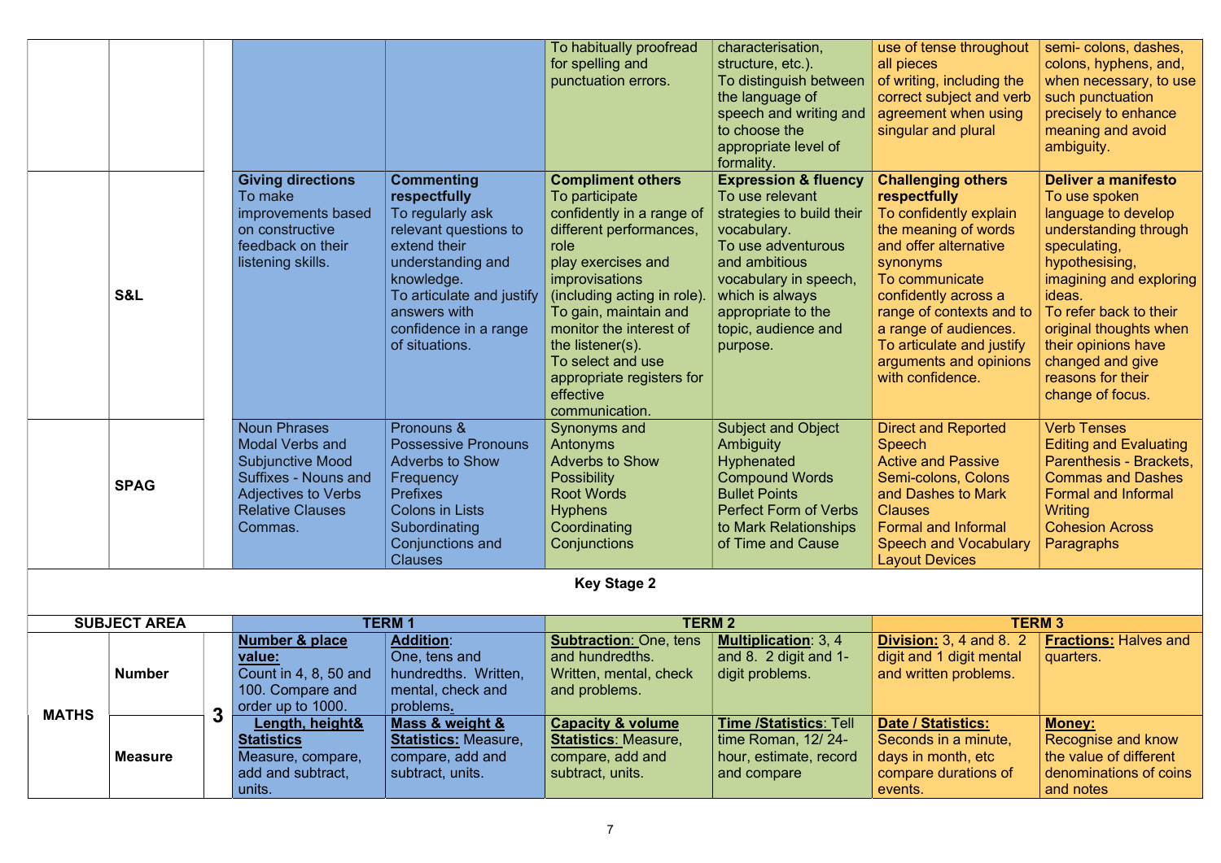| | | | | | | | | |
|---|---|---|---|---|---|---|---|---|
| | | | | | To habitually proofread for spelling and punctuation errors. | characterisation, structure, etc.). To distinguish between the language of speech and writing and to choose the appropriate level of formality. | use of tense throughout all pieces of writing, including the correct subject and verb agreement when using singular and plural | semi- colons, dashes, colons, hyphens, and, when necessary, to use such punctuation precisely to enhance meaning and avoid ambiguity. |
| | S&L | | **Giving directions** To make improvements based on constructive feedback on their listening skills. | **Commenting respectfully** To regularly ask relevant questions to extend their understanding and knowledge. To articulate and justify answers with confidence in a range of situations. | **Compliment others** To participate confidently in a range of different performances, role play exercises and improvisations (including acting in role). To gain, maintain and monitor the interest of the listener(s). To select and use appropriate registers for effective communication. | **Expression & fluency** To use relevant strategies to build their vocabulary. To use adventurous and ambitious vocabulary in speech, which is always appropriate to the topic, audience and purpose. | **Challenging others respectfully** To confidently explain the meaning of words and offer alternative synonyms To communicate confidently across a range of contexts and to a range of audiences. To articulate and justify arguments and opinions with confidence. | **Deliver a manifesto** To use spoken language to develop understanding through speculating, hypothesising, imagining and exploring ideas. To refer back to their original thoughts when their opinions have changed and give reasons for their change of focus. |
| | SPAG | | Noun Phrases Modal Verbs and Subjunctive Mood Suffixes - Nouns and Adjectives to Verbs Relative Clauses Commas. | Pronouns & Possessive Pronouns Adverbs to Show Frequency Prefixes Colons in Lists Subordinating Conjunctions and Clauses | Synonyms and Antonyms Adverbs to Show Possibility Root Words Hyphens Coordinating Conjunctions | Subject and Object Ambiguity Hyphenated Compound Words Bullet Points Perfect Form of Verbs to Mark Relationships of Time and Cause | Direct and Reported Speech Active and Passive Semi-colons, Colons and Dashes to Mark Clauses Formal and Informal Speech and Vocabulary Layout Devices | Verb Tenses Editing and Evaluating Parenthesis - Brackets, Commas and Dashes Formal and Informal Writing Cohesion Across Paragraphs |

**Key Stage 2**

| SUBJECT AREA | | | TERM 1 | | TERM 2 | | TERM 3 | |
|---|---|---|---|---|---|---|---|---|
| MATHS | Number | 3 | **Number & place value:** Count in 4, 8, 50 and 100. Compare and order up to 1000. | **Addition**: One, tens and hundredths. Written, mental, check and problems. | **Subtraction**: One, tens and hundredths. Written, mental, check and problems. | **Multiplication**: 3, 4 and 8. 2 digit and 1-digit problems. | **Division:** 3, 4 and 8. 2 digit and 1 digit mental and written problems. | **Fractions:** Halves and quarters. |
| | Measure | | **Length, height& Statistics** Measure, compare, add and subtract, units. | **Mass & weight & Statistics:** Measure, compare, add and subtract, units. | **Capacity & volume Statistics**: Measure, compare, add and subtract, units. | **Time /Statistics**: Tell time Roman, 12/ 24-hour, estimate, record and compare | **Date / Statistics:** Seconds in a minute, days in month, etc compare durations of events. | **Money:** Recognise and know the value of different denominations of coins and notes |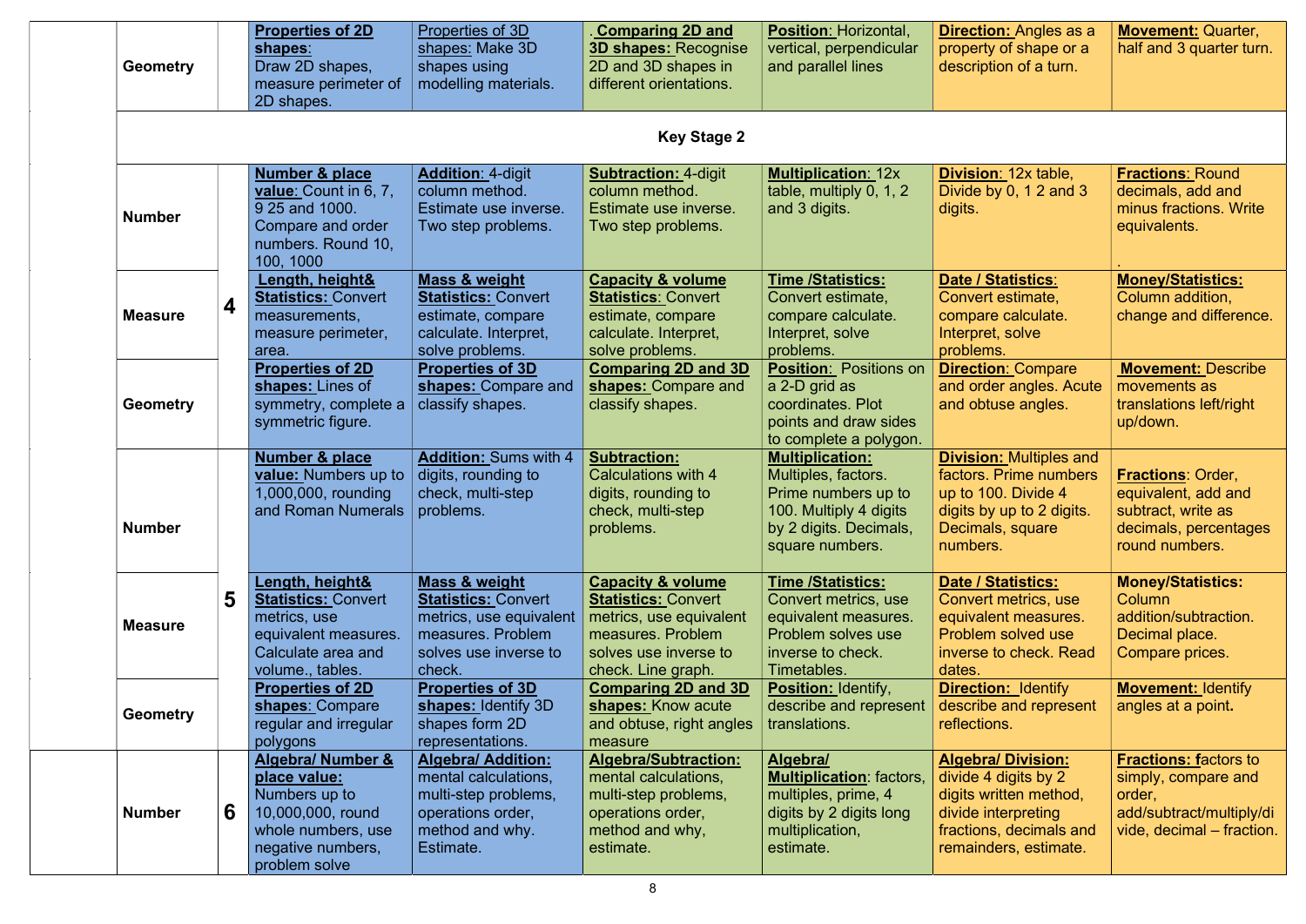| | | | | | | | | |
|---|---|---|---|---|---|---|---|---|
| | Geometry | | **Properties of 2D shapes**: Draw 2D shapes, measure perimeter of 2D shapes. | Properties of 3D shapes: Make 3D shapes using modelling materials. | . **Comparing 2D and 3D shapes:** Recognise 2D and 3D shapes in different orientations. | **Position**: Horizontal, vertical, perpendicular and parallel lines | **Direction:** Angles as a property of shape or a description of a turn. | **Movement:** Quarter, half and 3 quarter turn. |
| | **Key Stage 2** | | | | | | | |
| | Number | 4 | **Number & place value**: Count in 6, 7, 9 25 and 1000. Compare and order numbers. Round 10, 100, 1000 | **Addition**: 4-digit column method. Estimate use inverse. Two step problems. | **Subtraction:** 4-digit column method. Estimate use inverse. Two step problems. | **Multiplication**: 12x table, multiply 0, 1, 2 and 3 digits. | **Division**: 12x table, Divide by 0, 1 2 and 3 digits. | **Fractions**: Round decimals, add and minus fractions. Write equivalents. . |
| | Measure | 4 | **Length, height& Statistics:** Convert measurements, measure perimeter, area. | **Mass & weight Statistics:** Convert estimate, compare calculate. Interpret, solve problems. | **Capacity & volume Statistics**: Convert estimate, compare calculate. Interpret, solve problems. | **Time /Statistics:** Convert estimate, compare calculate. Interpret, solve problems. | **Date / Statistics**: Convert estimate, compare calculate. Interpret, solve problems. | **Money/Statistics:** Column addition, change and difference. |
| | Geometry | 4 | **Properties of 2D shapes:** Lines of symmetry, complete a symmetric figure. | **Properties of 3D shapes:** Compare and classify shapes. | **Comparing 2D and 3D shapes:** Compare and classify shapes. | **Position:** Positions on a 2-D grid as coordinates. Plot points and draw sides to complete a polygon. | **Direction**: Compare and order angles. Acute and obtuse angles. | **Movement:** Describe movements as translations left/right up/down. |
| | Number | 5 | **Number & place value:** Numbers up to 1,000,000, rounding and Roman Numerals | **Addition:** Sums with 4 digits, rounding to check, multi-step problems. | **Subtraction:** Calculations with 4 digits, rounding to check, multi-step problems. | **Multiplication:** Multiples, factors. Prime numbers up to 100. Multiply 4 digits by 2 digits. Decimals, square numbers. | **Division:** Multiples and factors. Prime numbers up to 100. Divide 4 digits by up to 2 digits. Decimals, square numbers. | **Fractions**: Order, equivalent, add and subtract, write as decimals, percentages round numbers. |
| | Measure | 5 | **Length, height& Statistics:** Convert metrics, use equivalent measures. Calculate area and volume., tables. | **Mass & weight Statistics:** Convert metrics, use equivalent measures. Problem solves use inverse to check. | **Capacity & volume Statistics:** Convert metrics, use equivalent measures. Problem solves use inverse to check. Line graph. | **Time /Statistics:** Convert metrics, use equivalent measures. Problem solves use inverse to check. Timetables. | **Date / Statistics:** Convert metrics, use equivalent measures. Problem solved use inverse to check. Read dates. | **Money/Statistics:** Column addition/subtraction. Decimal place. Compare prices. |
| | Geometry | 5 | **Properties of 2D shapes**: Compare regular and irregular polygons | **Properties of 3D shapes:** Identify 3D shapes form 2D representations. | **Comparing 2D and 3D shapes:** Know acute and obtuse, right angles measure | **Position:** Identify, describe and represent translations. | **Direction:** Identify describe and represent reflections. | **Movement:** Identify angles at a point**.** |
| | Number | 6 | **Algebra/ Number & place value:** Numbers up to 10,000,000, round whole numbers, use negative numbers, problem solve | **Algebra/ Addition:** mental calculations, multi-step problems, operations order, method and why. Estimate. | **Algebra/Subtraction:** mental calculations, multi-step problems, operations order, method and why, estimate. | **Algebra/ Multiplication**: factors, multiples, prime, 4 digits by 2 digits long multiplication, estimate. | **Algebra/ Division:** divide 4 digits by 2 digits written method, divide interpreting fractions, decimals and remainders, estimate. | **Fractions: f**actors to simply, compare and order, add/subtract/multiply/divide, decimal – fraction. |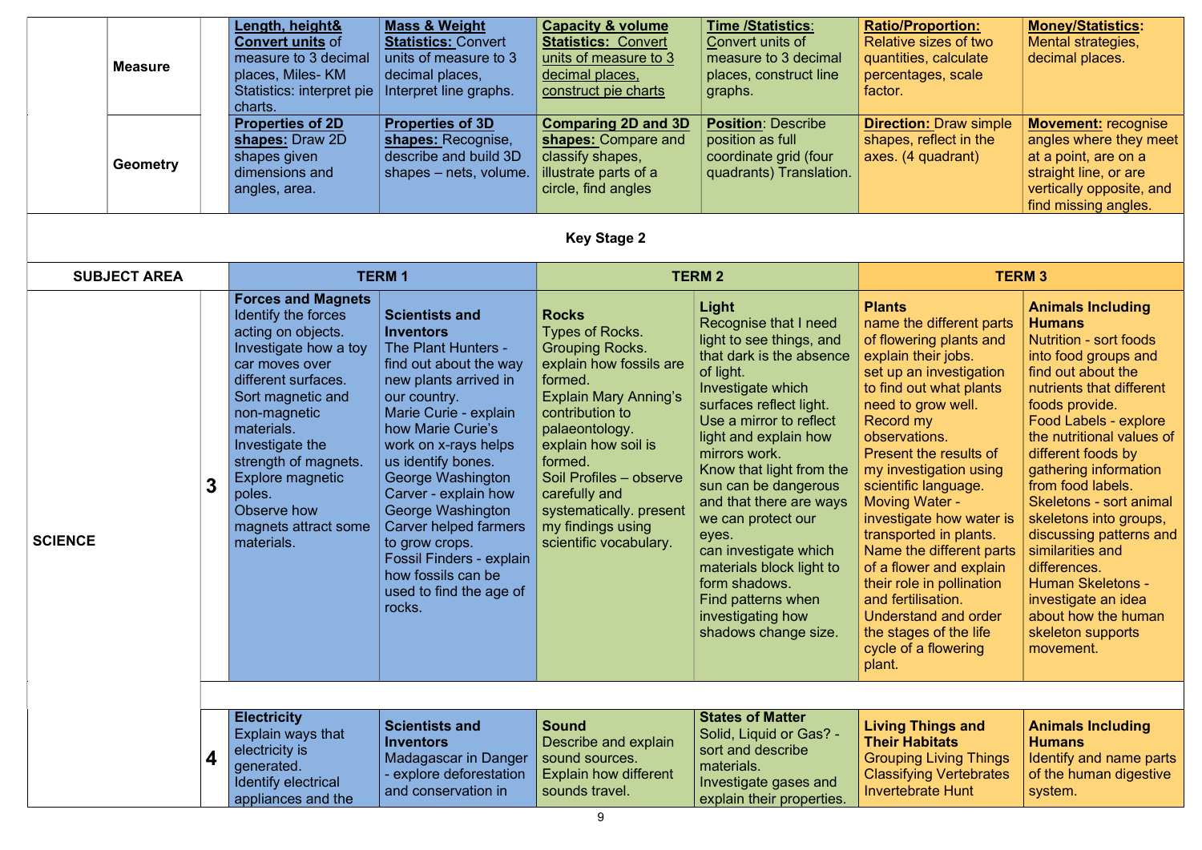|  |  |  |  |  |  |  |  |  |
|---|---|---|---|---|---|---|---|---|
|  | **Measure** |  | **Length, height& Convert units** of measure to 3 decimal places, Miles- KM Statistics: interpret pie charts. | **Mass & Weight Statistics:** Convert units of measure to 3 decimal places, Interpret line graphs. | **Capacity & volume Statistics: Convert units of measure to 3 decimal places, construct pie charts** | **Time /Statistics**: Convert units of measure to 3 decimal places, construct line graphs. | **Ratio/Proportion:** Relative sizes of two quantities, calculate percentages, scale factor. | **Money/Statistics**: Mental strategies, decimal places. |
|  | **Geometry** |  | **Properties of 2D shapes:** Draw 2D shapes given dimensions and angles, area. | **Properties of 3D shapes:** Recognise, describe and build 3D shapes – nets, volume. | **Comparing 2D and 3D shapes:** Compare and classify shapes, illustrate parts of a circle, find angles | **Position**: Describe position as full coordinate grid (four quadrants) Translation. | **Direction:** Draw simple shapes, reflect in the axes. (4 quadrant) | **Movement:** recognise angles where they meet at a point, are on a straight line, or are vertically opposite, and find missing angles. |

**Key Stage 2**

| SUBJECT AREA |  | TERM 1 |  | TERM 2 |  | TERM 3 |  |
|---|---|---|---|---|---|---|---|
| **SCIENCE** | **3** | **Forces and Magnets** Identify the forces acting on objects. Investigate how a toy car moves over different surfaces. Sort magnetic and non-magnetic materials. Investigate the strength of magnets. Explore magnetic poles. Observe how magnets attract some materials. | **Scientists and Inventors** The Plant Hunters - find out about the way new plants arrived in our country. Marie Curie - explain how Marie Curie's work on x-rays helps us identify bones. George Washington Carver - explain how George Washington Carver helped farmers to grow crops. Fossil Finders - explain how fossils can be used to find the age of rocks. | **Rocks** Types of Rocks. Grouping Rocks. explain how fossils are formed. Explain Mary Anning's contribution to palaeontology. explain how soil is formed. Soil Profiles – observe carefully and systematically. present my findings using scientific vocabulary. | **Light** Recognise that I need light to see things, and that dark is the absence of light. Investigate which surfaces reflect light. Use a mirror to reflect light and explain how mirrors work. Know that light from the sun can be dangerous and that there are ways we can protect our eyes. can investigate which materials block light to form shadows. Find patterns when investigating how shadows change size. | **Plants** name the different parts of flowering plants and explain their jobs. set up an investigation to find out what plants need to grow well. Record my observations. Present the results of my investigation using scientific language. Moving Water - investigate how water is transported in plants. Name the different parts of a flower and explain their role in pollination and fertilisation. Understand and order the stages of the life cycle of a flowering plant. | **Animals Including Humans** Nutrition - sort foods into food groups and find out about the nutrients that different foods provide. Food Labels - explore the nutritional values of different foods by gathering information from food labels. Skeletons - sort animal skeletons into groups, discussing patterns and similarities and differences. Human Skeletons - investigate an idea about how the human skeleton supports movement. |
|  | **4** | **Electricity** Explain ways that electricity is generated. Identify electrical appliances and the | **Scientists and Inventors** Madagascar in Danger - explore deforestation and conservation in | **Sound** Describe and explain sound sources. Explain how different sounds travel. | **States of Matter** Solid, Liquid or Gas? - sort and describe materials. Investigate gases and explain their properties. | **Living Things and Their Habitats** Grouping Living Things Classifying Vertebrates Invertebrate Hunt | **Animals Including Humans** Identify and name parts of the human digestive system. |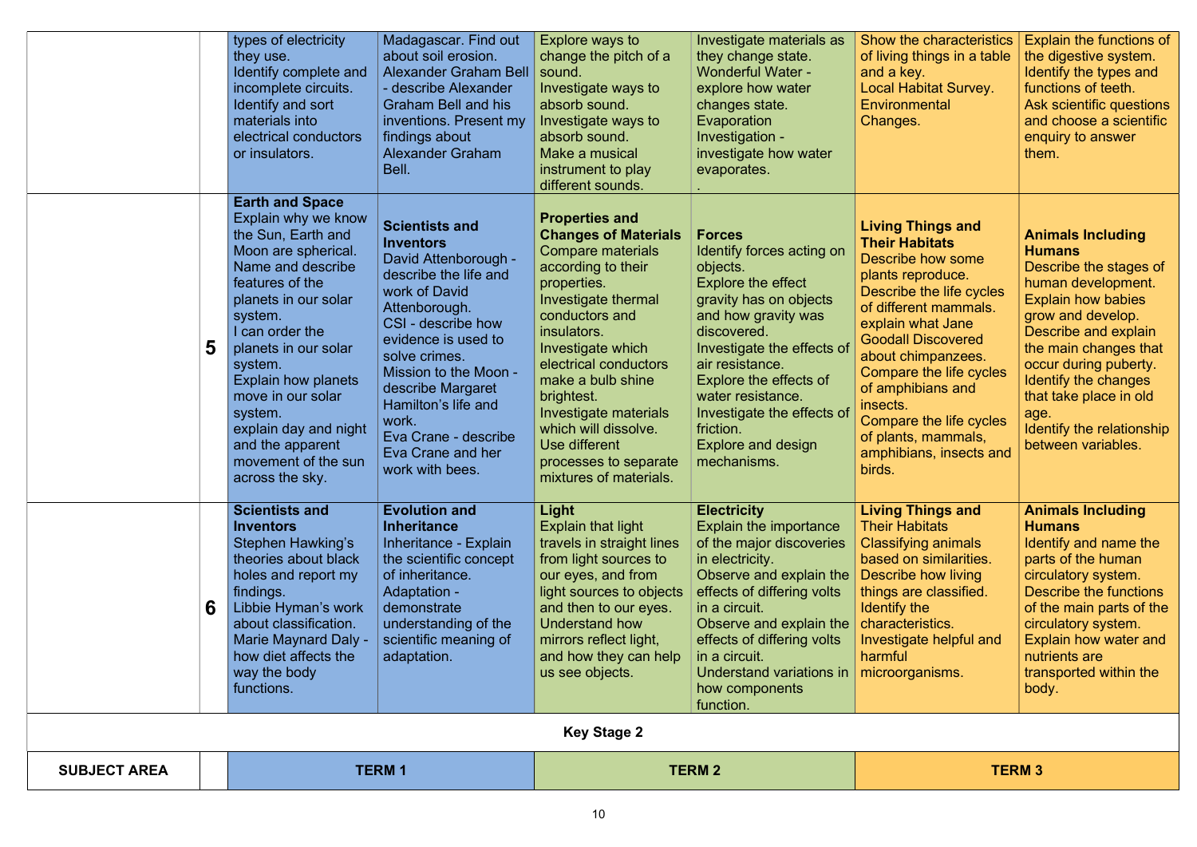| SUBJECT AREA | | TERM 1 | | TERM 2 | | TERM 3 | |
|---|---|---|---|---|---|---|---|
| | | types of electricity they use.<br>Identify complete and incomplete circuits.<br>Identify and sort materials into electrical conductors or insulators. | Madagascar. Find out about soil erosion.<br>Alexander Graham Bell - describe Alexander Graham Bell and his inventions. Present my findings about Alexander Graham Bell. | Explore ways to change the pitch of a sound.<br>Investigate ways to absorb sound.<br>Investigate ways to absorb sound.<br>Make a musical instrument to play different sounds. | Investigate materials as they change state.<br>Wonderful Water - explore how water changes state.<br>Evaporation Investigation - investigate how water evaporates.<br>. | Show the characteristics of living things in a table and a key.<br>Local Habitat Survey.<br>Environmental Changes. | Explain the functions of the digestive system.<br>Identify the types and functions of teeth.<br>Ask scientific questions and choose a scientific enquiry to answer them. |
| | **5** | **Earth and Space**<br>Explain why we know the Sun, Earth and Moon are spherical.<br>Name and describe features of the planets in our solar system.<br>I can order the planets in our solar system.<br>Explain how planets move in our solar system.<br>explain day and night and the apparent movement of the sun across the sky. | **Scientists and Inventors**<br>David Attenborough - describe the life and work of David Attenborough.<br>CSI - describe how evidence is used to solve crimes.<br>Mission to the Moon - describe Margaret Hamilton's life and work.<br>Eva Crane - describe Eva Crane and her work with bees. | **Properties and Changes of Materials**<br>Compare materials according to their properties.<br>Investigate thermal conductors and insulators.<br>Investigate which electrical conductors make a bulb shine brightest.<br>Investigate materials which will dissolve.<br>Use different processes to separate mixtures of materials. | **Forces**<br>Identify forces acting on objects.<br>Explore the effect gravity has on objects and how gravity was discovered.<br>Investigate the effects of air resistance.<br>Explore the effects of water resistance.<br>Investigate the effects of friction.<br>Explore and design mechanisms. | **Living Things and Their Habitats**<br>Describe how some plants reproduce.<br>Describe the life cycles of different mammals.<br>explain what Jane Goodall Discovered about chimpanzees.<br>Compare the life cycles of amphibians and insects.<br>Compare the life cycles of plants, mammals, amphibians, insects and birds. | **Animals Including Humans**<br>Describe the stages of human development.<br>Explain how babies grow and develop.<br>Describe and explain the main changes that occur during puberty.<br>Identify the changes that take place in old age.<br>Identify the relationship between variables. |
| | **6** | **Scientists and Inventors**<br>Stephen Hawking's theories about black holes and report my findings.<br>Libbie Hyman's work about classification.<br>Marie Maynard Daly - how diet affects the way the body functions. | **Evolution and Inheritance**<br>Inheritance - Explain the scientific concept of inheritance.<br>Adaptation - demonstrate understanding of the scientific meaning of adaptation. | **Light**<br>Explain that light travels in straight lines from light sources to our eyes, and from light sources to objects and then to our eyes.<br>Understand how mirrors reflect light, and how they can help us see objects. | **Electricity**<br>Explain the importance of the major discoveries in electricity.<br>Observe and explain the effects of differing volts in a circuit.<br>Observe and explain the effects of differing volts in a circuit.<br>Understand variations in how components function. | **Living Things and** Their Habitats<br>Classifying animals based on similarities.<br>Describe how living things are classified.<br>Identify the characteristics.<br>Investigate helpful and harmful microorganisms. | **Animals Including Humans**<br>Identify and name the parts of the human circulatory system.<br>Describe the functions of the main parts of the circulatory system.<br>Explain how water and nutrients are transported within the body. |

**Key Stage 2**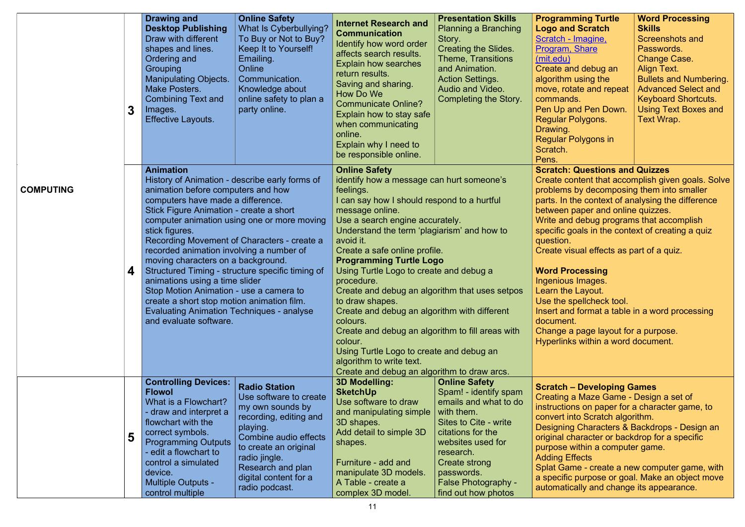| | | | | | | | |
|---|---|---|---|---|---|---|---|
| COMPUTING | 3 | **Drawing and Desktop Publishing**<br>Draw with different shapes and lines.<br>Ordering and Grouping<br>Manipulating Objects.<br>Make Posters.<br>Combining Text and Images.<br>Effective Layouts. | **Online Safety**<br>What Is Cyberbullying?<br>To Buy or Not to Buy?<br>Keep It to Yourself!<br>Emailing.<br>Online Communication.<br>Knowledge about online safety to plan a party online. | **Internet Research and Communication**<br>Identify how word order affects search results.<br>Explain how searches return results.<br>Saving and sharing.<br>How Do We Communicate Online?<br>Explain how to stay safe when communicating online.<br>Explain why I need to be responsible online. | **Presentation Skills**<br>Planning a Branching Story.<br>Creating the Slides.<br>Theme, Transitions and Animation.<br>Action Settings.<br>Audio and Video.<br>Completing the Story. | **Programming Turtle Logo and Scratch**<br>[Scratch - Imagine, Program, Share (mit.edu)]<br>Create and debug an algorithm using the move, rotate and repeat commands.<br>Pen Up and Pen Down.<br>Regular Polygons.<br>Drawing.<br>Regular Polygons in Scratch.<br>Pens. | **Word Processing Skills**<br>Screenshots and Passwords.<br>Change Case.<br>Align Text.<br>Bullets and Numbering.<br>Advanced Select and Keyboard Shortcuts.<br>Using Text Boxes and Text Wrap. |
| | 4 | **Animation**<br>History of Animation - describe early forms of animation before computers and how computers have made a difference.<br>Stick Figure Animation - create a short computer animation using one or more moving stick figures.<br>Recording Movement of Characters - create a recorded animation involving a number of moving characters on a background.<br>Structured Timing - structure specific timing of animations using a time slider<br>Stop Motion Animation - use a camera to create a short stop motion animation film.<br>Evaluating Animation Techniques - analyse and evaluate software. | | **Online Safety**<br>identify how a message can hurt someone's feelings.<br>I can say how I should respond to a hurtful message online.<br>Use a search engine accurately.<br>Understand the term 'plagiarism' and how to avoid it.<br>Create a safe online profile.<br>**Programming Turtle Logo**<br>Using Turtle Logo to create and debug a procedure.<br>Create and debug an algorithm that uses setpos to draw shapes.<br>Create and debug an algorithm with different colours.<br>Create and debug an algorithm to fill areas with colour.<br>Using Turtle Logo to create and debug an algorithm to write text.<br>Create and debug an algorithm to draw arcs. | | **Scratch: Questions and Quizzes**<br>Create content that accomplish given goals. Solve problems by decomposing them into smaller parts. In the context of analysing the difference between paper and online quizzes.<br>Write and debug programs that accomplish specific goals in the context of creating a quiz question.<br>Create visual effects as part of a quiz.<br><br>**Word Processing**<br>Ingenious Images.<br>Learn the Layout.<br>Use the spellcheck tool.<br>Insert and format a table in a word processing document.<br>Change a page layout for a purpose.<br>Hyperlinks within a word document. | |
| | 5 | **Controlling Devices: Flowol**<br>What is a Flowchart? - draw and interpret a flowchart with the correct symbols.<br>Programming Outputs - edit a flowchart to control a simulated device.<br>Multiple Outputs - control multiple | **Radio Station**<br>Use software to create my own sounds by recording, editing and playing.<br>Combine audio effects to create an original radio jingle.<br>Research and plan digital content for a radio podcast. | **3D Modelling: SketchUp**<br>Use software to draw and manipulating simple 3D shapes.<br>Add detail to simple 3D shapes.<br><br>Furniture - add and manipulate 3D models.<br>A Table - create a complex 3D model. | **Online Safety**<br>Spam! - identify spam emails and what to do with them.<br>Sites to Cite - write citations for the websites used for research.<br>Create strong passwords.<br>False Photography - find out how photos | **Scratch – Developing Games**<br>Creating a Maze Game - Design a set of instructions on paper for a character game, to convert into Scratch algorithm.<br>Designing Characters & Backdrops - Design an original character or backdrop for a specific purpose within a computer game.<br>Adding Effects<br>Splat Game - create a new computer game, with a specific purpose or goal. Make an object move automatically and change its appearance. | |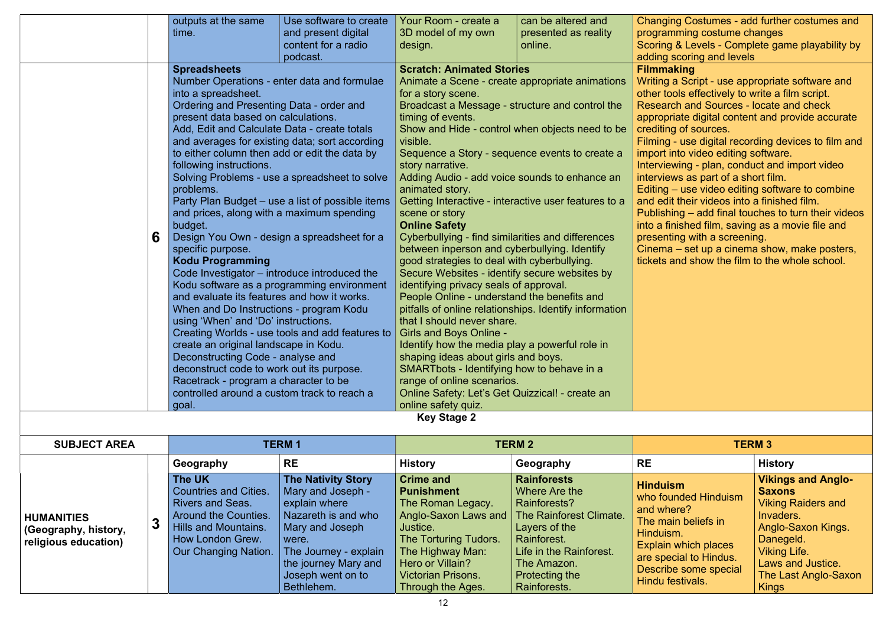| | | Term 1 | | Term 2 | | Term 3 |
|---|---|---|---|---|---|---|
| | | outputs at the same time. | Use software to create and present digital content for a radio podcast. | Your Room - create a 3D model of my own design. | can be altered and presented as reality online. | Changing Costumes - add further costumes and programming costume changes<br>Scoring & Levels - Complete game playability by adding scoring and levels |
| | 6 | **Spreadsheets**<br>Number Operations - enter data and formulae into a spreadsheet.<br>Ordering and Presenting Data - order and present data based on calculations.<br>Add, Edit and Calculate Data - create totals and averages for existing data; sort according to either column then add or edit the data by following instructions.<br>Solving Problems - use a spreadsheet to solve problems.<br>Party Plan Budget – use a list of possible items and prices, along with a maximum spending budget.<br>Design You Own - design a spreadsheet for a specific purpose.<br>**Kodu Programming**<br>Code Investigator – introduce introduced the Kodu software as a programming environment and evaluate its features and how it works.<br>When and Do Instructions - program Kodu using 'When' and 'Do' instructions.<br>Creating Worlds - use tools and add features to create an original landscape in Kodu.<br>Deconstructing Code - analyse and deconstruct code to work out its purpose.<br>Racetrack - program a character to be controlled around a custom track to reach a goal. | | **Scratch: Animated Stories**<br>Animate a Scene - create appropriate animations for a story scene.<br>Broadcast a Message - structure and control the timing of events.<br>Show and Hide - control when objects need to be visible.<br>Sequence a Story - sequence events to create a story narrative.<br>Adding Audio - add voice sounds to enhance an animated story.<br>Getting Interactive - interactive user features to a scene or story<br>**Online Safety**<br>Cyberbullying - find similarities and differences between inperson and cyberbullying. Identify good strategies to deal with cyberbullying.<br>Secure Websites - identify secure websites by identifying privacy seals of approval.<br>People Online - understand the benefits and pitfalls of online relationships. Identify information that I should never share.<br>Girls and Boys Online -<br>Identify how the media play a powerful role in shaping ideas about girls and boys.<br>SMARTbots - Identifying how to behave in a range of online scenarios.<br>Online Safety: Let's Get Quizzical! - create an online safety quiz. | | **Filmmaking**<br>Writing a Script - use appropriate software and other tools effectively to write a film script.<br>Research and Sources - locate and check appropriate digital content and provide accurate crediting of sources.<br>Filming - use digital recording devices to film and import into video editing software.<br>Interviewing - plan, conduct and import video interviews as part of a short film.<br>Editing – use video editing software to combine and edit their videos into a finished film.<br>Publishing – add final touches to turn their videos into a finished film, saving as a movie file and presenting with a screening.<br>Cinema – set up a cinema show, make posters, tickets and show the film to the whole school. |

**Key Stage 2**

| SUBJECT AREA | | TERM 1 | | TERM 2 | | TERM 3 | |
|---|---|---|---|---|---|---|---|
| | | Geography | RE | History | Geography | RE | History |
| **HUMANITIES (Geography, history, religious education)** | 3 | **The UK**<br>Countries and Cities.<br>Rivers and Seas.<br>Around the Counties.<br>Hills and Mountains.<br>How London Grew.<br>Our Changing Nation. | **The Nativity Story**<br>Mary and Joseph - explain where Nazareth is and who Mary and Joseph were.<br>The Journey - explain the journey Mary and Joseph went on to Bethlehem. | **Crime and Punishment**<br>The Roman Legacy.<br>Anglo-Saxon Laws and Justice.<br>The Torturing Tudors.<br>The Highway Man: Hero or Villain?<br>Victorian Prisons.<br>Through the Ages. | **Rainforests**<br>Where Are the Rainforests?<br>The Rainforest Climate.<br>Layers of the Rainforest.<br>Life in the Rainforest.<br>The Amazon.<br>Protecting the Rainforests. | **Hinduism**<br>who founded Hinduism and where?<br>The main beliefs in Hinduism.<br>Explain which places are special to Hindus.<br>Describe some special Hindu festivals. | **Vikings and Anglo-Saxons**<br>Viking Raiders and Invaders.<br>Anglo-Saxon Kings.<br>Danegeld.<br>Viking Life.<br>Laws and Justice.<br>The Last Anglo-Saxon Kings |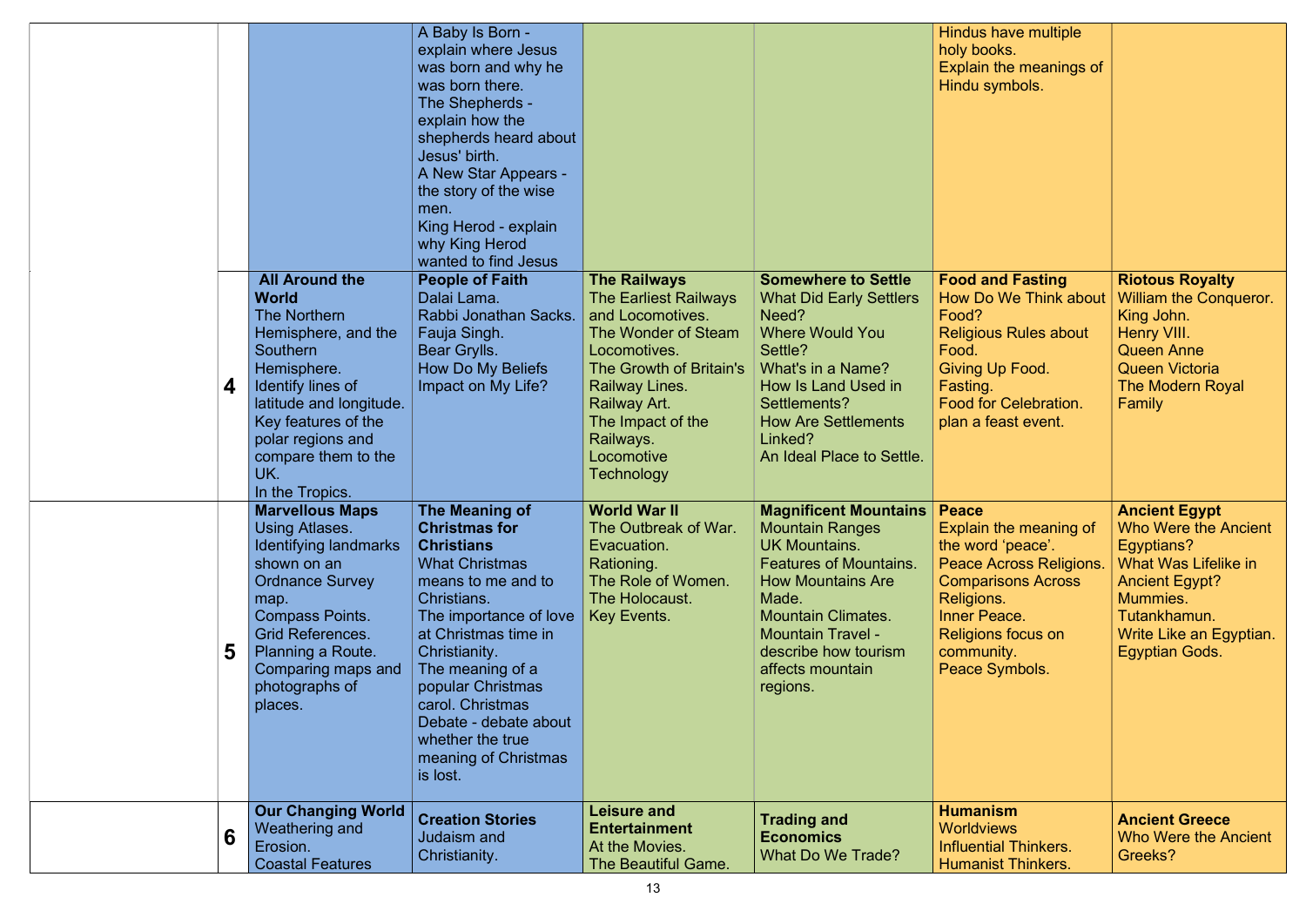| | | | | | | | |
|---|---|---|---|---|---|---|---|
| | | | A Baby Is Born - explain where Jesus was born and why he was born there.<br>The Shepherds - explain how the shepherds heard about Jesus' birth.<br>A New Star Appears - the story of the wise men.<br>King Herod - explain why King Herod wanted to find Jesus | | | Hindus have multiple holy books.<br>Explain the meanings of Hindu symbols. | |
| | 4 | **All Around the World**<br>The Northern Hemisphere, and the Southern Hemisphere.<br>Identify lines of latitude and longitude.<br>Key features of the polar regions and compare them to the UK.<br>In the Tropics. | **People of Faith**<br>Dalai Lama.<br>Rabbi Jonathan Sacks.<br>Fauja Singh.<br>Bear Grylls.<br>How Do My Beliefs Impact on My Life? | **The Railways**<br>The Earliest Railways and Locomotives.<br>The Wonder of Steam Locomotives.<br>The Growth of Britain's Railway Lines.<br>Railway Art.<br>The Impact of the Railways.<br>Locomotive Technology | **Somewhere to Settle**<br>What Did Early Settlers Need?<br>Where Would You Settle?<br>What's in a Name?<br>How Is Land Used in Settlements?<br>How Are Settlements Linked?<br>An Ideal Place to Settle. | **Food and Fasting**<br>How Do We Think about Food?<br>Religious Rules about Food.<br>Giving Up Food.<br>Fasting.<br>Food for Celebration.<br>plan a feast event. | **Riotous Royalty**<br>William the Conqueror.<br>King John.<br>Henry VIII.<br>Queen Anne<br>Queen Victoria<br>The Modern Royal Family |
| | 5 | **Marvellous Maps**<br>Using Atlases.<br>Identifying landmarks shown on an Ordnance Survey map.<br>Compass Points.<br>Grid References.<br>Planning a Route.<br>Comparing maps and photographs of places. | **The Meaning of Christmas for Christians**<br>What Christmas means to me and to Christians.<br>The importance of love at Christmas time in Christianity.<br>The meaning of a popular Christmas carol. Christmas Debate - debate about whether the true meaning of Christmas is lost. | **World War II**<br>The Outbreak of War.<br>Evacuation.<br>Rationing.<br>The Role of Women.<br>The Holocaust.<br>Key Events. | **Magnificent Mountains**<br>Mountain Ranges<br>UK Mountains.<br>Features of Mountains.<br>How Mountains Are Made.<br>Mountain Climates.<br>Mountain Travel - describe how tourism affects mountain regions. | **Peace**<br>Explain the meaning of the word 'peace'.<br>Peace Across Religions.<br>Comparisons Across Religions.<br>Inner Peace.<br>Religions focus on community.<br>Peace Symbols. | **Ancient Egypt**<br>Who Were the Ancient Egyptians?<br>What Was Lifelike in Ancient Egypt?<br>Mummies.<br>Tutankhamun.<br>Write Like an Egyptian.<br>Egyptian Gods. |
| | 6 | **Our Changing World**<br>Weathering and Erosion.<br>Coastal Features | **Creation Stories**<br>Judaism and Christianity. | **Leisure and Entertainment**<br>At the Movies.<br>The Beautiful Game. | **Trading and Economics**<br>What Do We Trade? | **Humanism**<br>Worldviews<br>Influential Thinkers.<br>Humanist Thinkers. | **Ancient Greece**<br>Who Were the Ancient Greeks? |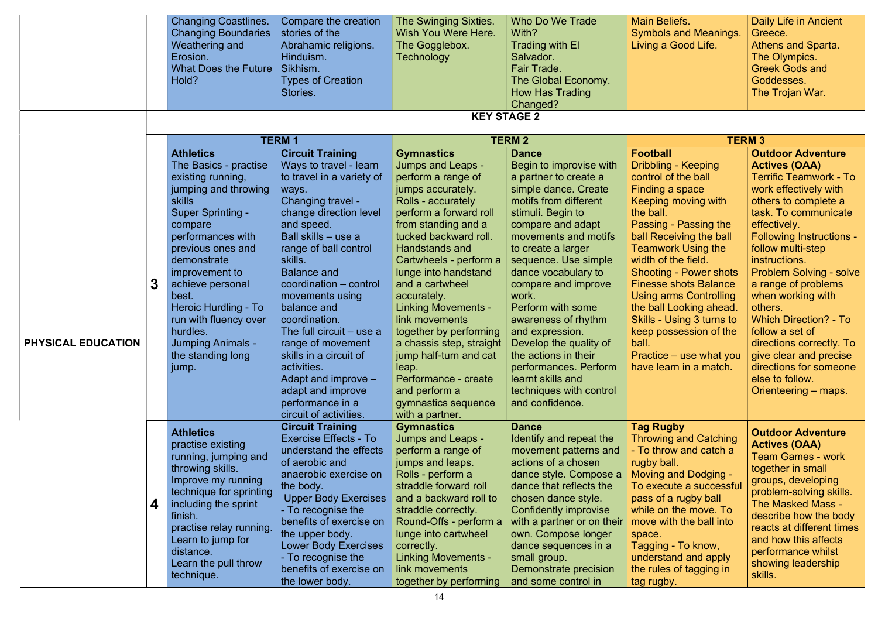| | | | | | | | |
|---|---|---|---|---|---|---|---|
| | | Changing Coastlines. Changing Boundaries Weathering and Erosion. What Does the Future Hold? | Compare the creation stories of the Abrahamic religions. Hinduism. Sikhism. Types of Creation Stories. | The Swinging Sixties. Wish You Were Here. The Gogglebox. Technology | Who Do We Trade With? Trading with El Salvador. Fair Trade. The Global Economy. How Has Trading Changed? | Main Beliefs. Symbols and Meanings. Living a Good Life. | Daily Life in Ancient Greece. Athens and Sparta. The Olympics. Greek Gods and Goddesses. The Trojan War. |
| | **KEY STAGE 2** | | | | | | |
| | | **TERM 1** | | **TERM 2** | | **TERM 3** | |
| **PHYSICAL EDUCATION** | **3** | **Athletics** The Basics - practise existing running, jumping and throwing skills Super Sprinting - compare performances with previous ones and demonstrate improvement to achieve personal best. Heroic Hurdling - To run with fluency over hurdles. Jumping Animals - the standing long jump. | **Circuit Training** Ways to travel - learn to travel in a variety of ways. Changing travel - change direction level and speed. Ball skills – use a range of ball control skills. Balance and coordination – control movements using balance and coordination. The full circuit – use a range of movement skills in a circuit of activities. Adapt and improve – adapt and improve performance in a circuit of activities. | **Gymnastics** Jumps and Leaps - perform a range of jumps accurately. Rolls - accurately perform a forward roll from standing and a tucked backward roll. Handstands and Cartwheels - perform a lunge into handstand and a cartwheel accurately. Linking Movements - link movements together by performing a chassis step, straight jump half-turn and cat leap. Performance - create and perform a gymnastics sequence with a partner. | **Dance** Begin to improvise with a partner to create a simple dance. Create motifs from different stimuli. Begin to compare and adapt movements and motifs to create a larger sequence. Use simple dance vocabulary to compare and improve work. Perform with some awareness of rhythm and expression. Develop the quality of the actions in their performances. Perform learnt skills and techniques with control and confidence. | **Football** Dribbling - Keeping control of the ball Finding a space Keeping moving with the ball. Passing - Passing the ball Receiving the ball Teamwork Using the width of the field. Shooting - Power shots Finesse shots Balance Using arms Controlling the ball Looking ahead. Skills - Using 3 turns to keep possession of the ball. Practice – use what you have learn in a match. | **Outdoor Adventure Actives (OAA)** Terrific Teamwork - To work effectively with others to complete a task. To communicate effectively. Following Instructions - follow multi-step instructions. Problem Solving - solve a range of problems when working with others. Which Direction? - To follow a set of directions correctly. To give clear and precise directions for someone else to follow. Orienteering – maps. |
| | **4** | **Athletics** practise existing running, jumping and throwing skills. Improve my running technique for sprinting including the sprint finish. practise relay running. Learn to jump for distance. Learn the pull throw technique. | **Circuit Training** Exercise Effects - To understand the effects of aerobic and anaerobic exercise on the body. Upper Body Exercises - To recognise the benefits of exercise on the upper body. Lower Body Exercises - To recognise the benefits of exercise on the lower body. | **Gymnastics** Jumps and Leaps - perform a range of jumps and leaps. Rolls - perform a straddle forward roll and a backward roll to straddle correctly. Round-Offs - perform a lunge into cartwheel correctly. Linking Movements - link movements together by performing | **Dance** Identify and repeat the movement patterns and actions of a chosen dance style. Compose a dance that reflects the chosen dance style. Confidently improvise with a partner or on their own. Compose longer dance sequences in a small group. Demonstrate precision and some control in | **Tag Rugby** Throwing and Catching - To throw and catch a rugby ball. Moving and Dodging - To execute a successful pass of a rugby ball while on the move. To move with the ball into space. Tagging - To know, understand and apply the rules of tagging in tag rugby. | **Outdoor Adventure Actives (OAA)** Team Games - work together in small groups, developing problem-solving skills. The Masked Mass - describe how the body reacts at different times and how this affects performance whilst showing leadership skills. |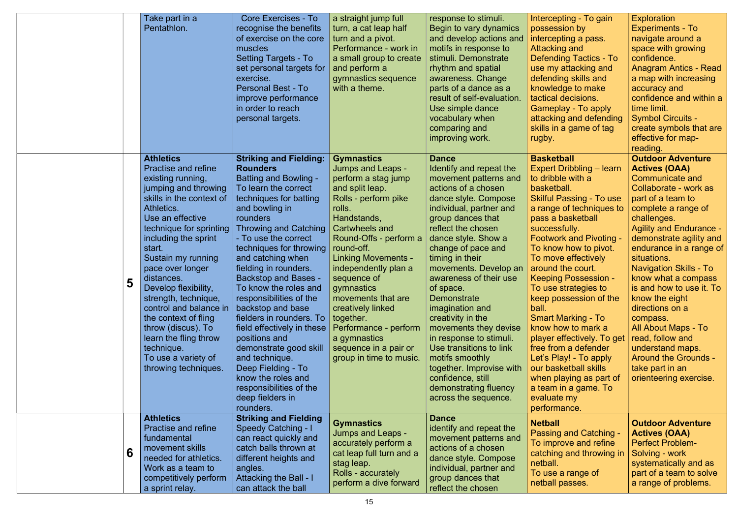| | | | | | | | |
|---|---|---|---|---|---|---|---|
| | | Take part in a Pentathlon. | Core Exercises - To recognise the benefits of exercise on the core muscles<br>Setting Targets - To set personal targets for exercise.<br>Personal Best - To improve performance in order to reach personal targets. | a straight jump full turn, a cat leap half turn and a pivot.<br>Performance - work in a small group to create and perform a gymnastics sequence with a theme. | response to stimuli. Begin to vary dynamics and develop actions and motifs in response to stimuli. Demonstrate rhythm and spatial awareness. Change parts of a dance as a result of self-evaluation. Use simple dance vocabulary when comparing and improving work. | Intercepting - To gain possession by intercepting a pass.<br>Attacking and Defending Tactics - To use my attacking and defending skills and knowledge to make tactical decisions.<br>Gameplay - To apply attacking and defending skills in a game of tag rugby. | Exploration Experiments - To navigate around a space with growing confidence.<br>Anagram Antics - Read a map with increasing accuracy and confidence and within a time limit.<br>Symbol Circuits - create symbols that are effective for map-reading. |
| | **5** | **Athletics**<br>Practise and refine existing running, jumping and throwing skills in the context of Athletics.<br>Use an effective technique for sprinting including the sprint start.<br>Sustain my running pace over longer distances.<br>Develop flexibility, strength, technique, control and balance in the context of fling throw (discus). To learn the fling throw technique.<br>To use a variety of throwing techniques. | **Striking and Fielding: Rounders**<br>Batting and Bowling - To learn the correct techniques for batting and bowling in rounders<br>Throwing and Catching - To use the correct techniques for throwing and catching when fielding in rounders.<br>Backstop and Bases - To know the roles and responsibilities of the backstop and base fielders in rounders. To field effectively in these positions and demonstrate good skill and technique.<br>Deep Fielding - To know the roles and responsibilities of the deep fielders in rounders. | **Gymnastics**<br>Jumps and Leaps - perform a stag jump and split leap.<br>Rolls - perform pike rolls.<br>Handstands, Cartwheels and Round-Offs - perform a round-off.<br>Linking Movements - independently plan a sequence of gymnastics movements that are creatively linked together.<br>Performance - perform a gymnastics sequence in a pair or group in time to music. | **Dance**<br>Identify and repeat the movement patterns and actions of a chosen dance style. Compose individual, partner and group dances that reflect the chosen dance style. Show a change of pace and timing in their movements. Develop an awareness of their use of space.<br>Demonstrate imagination and creativity in the movements they devise in response to stimuli. Use transitions to link motifs smoothly together. Improvise with confidence, still demonstrating fluency across the sequence. | **Basketball**<br>Expert Dribbling – learn to dribble with a basketball.<br>Skilful Passing - To use a range of techniques to pass a basketball successfully.<br>Footwork and Pivoting - To know how to pivot. To move effectively around the court.<br>Keeping Possession - To use strategies to keep possession of the ball.<br>Smart Marking - To know how to mark a player effectively. To get free from a defender<br>Let's Play! - To apply our basketball skills when playing as part of a team in a game. To evaluate my performance. | **Outdoor Adventure Actives (OAA)**<br>Communicate and Collaborate - work as part of a team to complete a range of challenges.<br>Agility and Endurance - demonstrate agility and endurance in a range of situations.<br>Navigation Skills - To know what a compass is and how to use it. To know the eight directions on a compass.<br>All About Maps - To read, follow and understand maps.<br>Around the Grounds - take part in an orienteering exercise. |
| | **6** | **Athletics**<br>Practise and refine fundamental movement skills needed for athletics.<br>Work as a team to competitively perform a sprint relay. | **Striking and Fielding**<br>Speedy Catching - I can react quickly and catch balls thrown at different heights and angles.<br>Attacking the Ball - I can attack the ball | **Gymnastics**<br>Jumps and Leaps - accurately perform a cat leap full turn and a stag leap.<br>Rolls - accurately perform a dive forward | **Dance**<br>identify and repeat the movement patterns and actions of a chosen dance style. Compose individual, partner and group dances that reflect the chosen | **Netball**<br>Passing and Catching - To improve and refine catching and throwing in netball.<br>To use a range of netball passes. | **Outdoor Adventure Actives (OAA)**<br>Perfect Problem-Solving - work systematically and as part of a team to solve a range of problems. |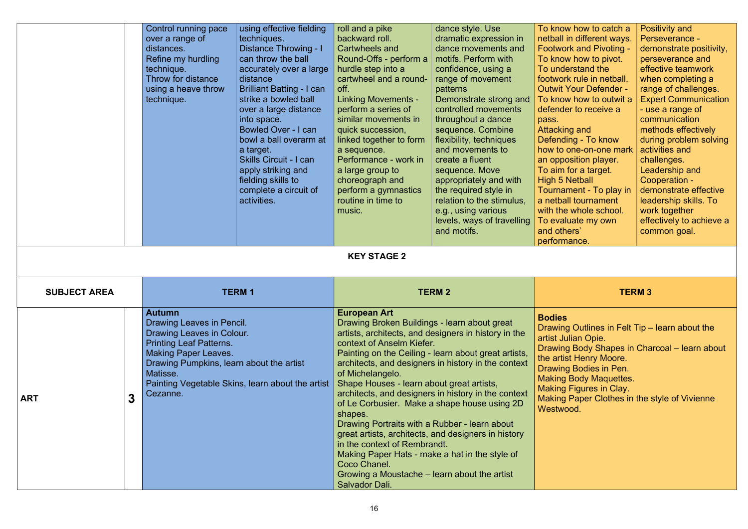| | | | | | | | |
|---|---|---|---|---|---|---|---|
| | | Control running pace over a range of distances. Refine my hurdling technique. Throw for distance using a heave throw technique. | using effective fielding techniques. Distance Throwing - I can throw the ball accurately over a large distance Brilliant Batting - I can strike a bowled ball over a large distance into space. Bowled Over - I can bowl a ball overarm at a target. Skills Circuit - I can apply striking and fielding skills to complete a circuit of activities. | roll and a pike backward roll. Cartwheels and Round-Offs - perform a hurdle step into a cartwheel and a round-off. Linking Movements - perform a series of similar movements in quick succession, linked together to form a sequence. Performance - work in a large group to choreograph and perform a gymnastics routine in time to music. | dance style. Use dramatic expression in dance movements and motifs. Perform with confidence, using a range of movement patterns Demonstrate strong and controlled movements throughout a dance sequence. Combine flexibility, techniques and movements to create a fluent sequence. Move appropriately and with the required style in relation to the stimulus, e.g., using various levels, ways of travelling and motifs. | To know how to catch a netball in different ways. Footwork and Pivoting - To know how to pivot. To understand the footwork rule in netball. Outwit Your Defender - To know how to outwit a defender to receive a pass. Attacking and Defending - To know how to one-on-one mark an opposition player. To aim for a target. High 5 Netball Tournament - To play in a netball tournament with the whole school. To evaluate my own and others' performance. | Positivity and Perseverance - demonstrate positivity, perseverance and effective teamwork when completing a range of challenges. Expert Communication - use a range of communication methods effectively during problem solving activities and challenges. Leadership and Cooperation - demonstrate effective leadership skills. To work together effectively to achieve a common goal. |

**KEY STAGE 2**

| SUBJECT AREA | | TERM 1 | TERM 2 | TERM 3 |
|---|---|---|---|---|
| ART | 3 | **Autumn**<br>Drawing Leaves in Pencil.<br>Drawing Leaves in Colour.<br>Printing Leaf Patterns.<br>Making Paper Leaves.<br>Drawing Pumpkins, learn about the artist Matisse.<br>Painting Vegetable Skins, learn about the artist Cezanne. | **European Art**<br>Drawing Broken Buildings - learn about great artists, architects, and designers in history in the context of Anselm Kiefer.<br>Painting on the Ceiling - learn about great artists, architects, and designers in history in the context of Michelangelo.<br>Shape Houses - learn about great artists, architects, and designers in history in the context of Le Corbusier. Make a shape house using 2D shapes.<br>Drawing Portraits with a Rubber - learn about great artists, architects, and designers in history in the context of Rembrandt.<br>Making Paper Hats - make a hat in the style of Coco Chanel.<br>Growing a Moustache – learn about the artist Salvador Dali. | **Bodies**<br>Drawing Outlines in Felt Tip – learn about the artist Julian Opie.<br>Drawing Body Shapes in Charcoal – learn about the artist Henry Moore.<br>Drawing Bodies in Pen.<br>Making Body Maquettes.<br>Making Figures in Clay.<br>Making Paper Clothes in the style of Vivienne Westwood. |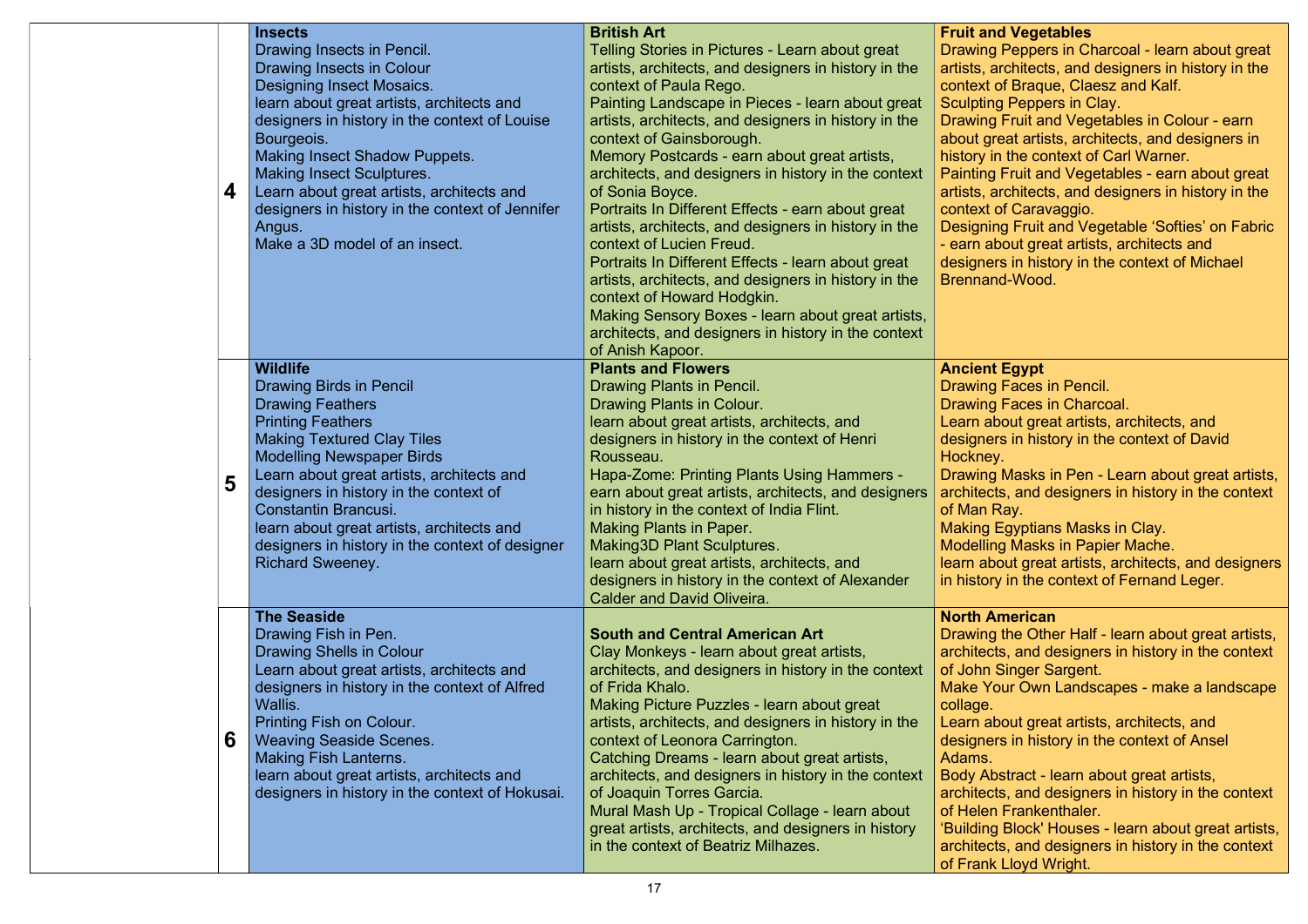| | | | | |
|---|---|---|---|---|
| | 4 | **Insects**<br>Drawing Insects in Pencil.<br>Drawing Insects in Colour<br>Designing Insect Mosaics.<br>learn about great artists, architects and designers in history in the context of Louise Bourgeois.<br>Making Insect Shadow Puppets.<br>Making Insect Sculptures.<br>Learn about great artists, architects and designers in history in the context of Jennifer Angus.<br>Make a 3D model of an insect. | **British Art**<br>Telling Stories in Pictures - Learn about great artists, architects, and designers in history in the context of Paula Rego.<br>Painting Landscape in Pieces - learn about great artists, architects, and designers in history in the context of Gainsborough.<br>Memory Postcards - earn about great artists, architects, and designers in history in the context of Sonia Boyce.<br>Portraits In Different Effects - earn about great artists, architects, and designers in history in the context of Lucien Freud.<br>Portraits In Different Effects - learn about great artists, architects, and designers in history in the context of Howard Hodgkin.<br>Making Sensory Boxes - learn about great artists, architects, and designers in history in the context of Anish Kapoor. | **Fruit and Vegetables**<br>Drawing Peppers in Charcoal - learn about great artists, architects, and designers in history in the context of Braque, Claesz and Kalf.<br>Sculpting Peppers in Clay.<br>Drawing Fruit and Vegetables in Colour - earn about great artists, architects, and designers in history in the context of Carl Warner.<br>Painting Fruit and Vegetables - earn about great artists, architects, and designers in history in the context of Caravaggio.<br>Designing Fruit and Vegetable 'Softies' on Fabric - earn about great artists, architects and designers in history in the context of Michael Brennand-Wood. |
| | 5 | **Wildlife**<br>Drawing Birds in Pencil<br>Drawing Feathers<br>Printing Feathers<br>Making Textured Clay Tiles<br>Modelling Newspaper Birds<br>Learn about great artists, architects and designers in history in the context of Constantin Brancusi.<br>learn about great artists, architects and designers in history in the context of designer Richard Sweeney. | **Plants and Flowers**<br>Drawing Plants in Pencil.<br>Drawing Plants in Colour.<br>learn about great artists, architects, and designers in history in the context of Henri Rousseau.<br>Hapa-Zome: Printing Plants Using Hammers - earn about great artists, architects, and designers in history in the context of India Flint.<br>Making Plants in Paper.<br>Making3D Plant Sculptures.<br>learn about great artists, architects, and designers in history in the context of Alexander Calder and David Oliveira. | **Ancient Egypt**<br>Drawing Faces in Pencil.<br>Drawing Faces in Charcoal.<br>Learn about great artists, architects, and designers in history in the context of David Hockney.<br>Drawing Masks in Pen - Learn about great artists, architects, and designers in history in the context of Man Ray.<br>Making Egyptians Masks in Clay.<br>Modelling Masks in Papier Mache.<br>learn about great artists, architects, and designers in history in the context of Fernand Leger. |
| | 6 | **The Seaside**<br>Drawing Fish in Pen.<br>Drawing Shells in Colour<br>Learn about great artists, architects and designers in history in the context of Alfred Wallis.<br>Printing Fish on Colour.<br>Weaving Seaside Scenes.<br>Making Fish Lanterns.<br>learn about great artists, architects and designers in history in the context of Hokusai. | **South and Central American Art**<br>Clay Monkeys - learn about great artists, architects, and designers in history in the context of Frida Khalo.<br>Making Picture Puzzles - learn about great artists, architects, and designers in history in the context of Leonora Carrington.<br>Catching Dreams - learn about great artists, architects, and designers in history in the context of Joaquin Torres Garcia.<br>Mural Mash Up - Tropical Collage - learn about great artists, architects, and designers in history in the context of Beatriz Milhazes. | **North American**<br>Drawing the Other Half - learn about great artists, architects, and designers in history in the context of John Singer Sargent.<br>Make Your Own Landscapes - make a landscape collage.<br>Learn about great artists, architects, and designers in history in the context of Ansel Adams.<br>Body Abstract - learn about great artists, architects, and designers in history in the context of Helen Frankenthaler.<br>'Building Block' Houses - learn about great artists, architects, and designers in history in the context of Frank Lloyd Wright. |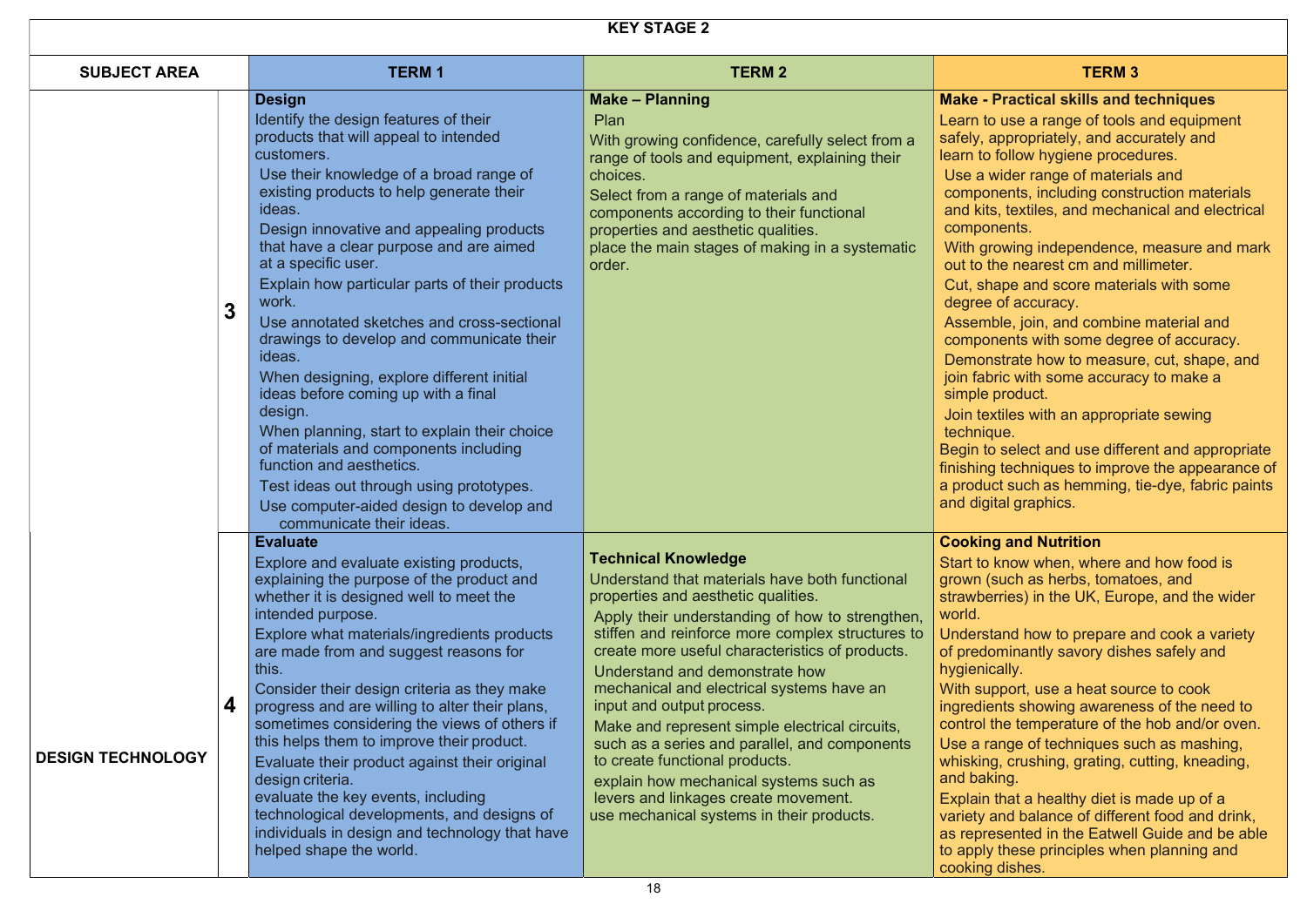## KEY STAGE 2

| SUBJECT AREA | | TERM 1 | TERM 2 | TERM 3 |
|---|---|---|---|---|
| DESIGN TECHNOLOGY | 3 | **Design**<br>Identify the design features of their products that will appeal to intended customers.<br>Use their knowledge of a broad range of existing products to help generate their ideas.<br>Design innovative and appealing products that have a clear purpose and are aimed at a specific user.<br>Explain how particular parts of their products work.<br>Use annotated sketches and cross-sectional drawings to develop and communicate their ideas.<br>When designing, explore different initial ideas before coming up with a final design.<br>When planning, start to explain their choice of materials and components including function and aesthetics.<br>Test ideas out through using prototypes.<br>Use computer-aided design to develop and communicate their ideas. | **Make – Planning**<br>Plan<br>With growing confidence, carefully select from a range of tools and equipment, explaining their choices.<br>Select from a range of materials and components according to their functional properties and aesthetic qualities.<br>place the main stages of making in a systematic order. | **Make - Practical skills and techniques**<br>Learn to use a range of tools and equipment safely, appropriately, and accurately and learn to follow hygiene procedures.<br>Use a wider range of materials and components, including construction materials and kits, textiles, and mechanical and electrical components.<br>With growing independence, measure and mark out to the nearest cm and millimeter.<br>Cut, shape and score materials with some degree of accuracy.<br>Assemble, join, and combine material and components with some degree of accuracy.<br>Demonstrate how to measure, cut, shape, and join fabric with some accuracy to make a simple product.<br>Join textiles with an appropriate sewing technique.<br>Begin to select and use different and appropriate finishing techniques to improve the appearance of a product such as hemming, tie-dye, fabric paints and digital graphics. |
| | 4 | **Evaluate**<br>Explore and evaluate existing products, explaining the purpose of the product and whether it is designed well to meet the intended purpose.<br>Explore what materials/ingredients products are made from and suggest reasons for this.<br>Consider their design criteria as they make progress and are willing to alter their plans, sometimes considering the views of others if this helps them to improve their product.<br>Evaluate their product against their original design criteria.<br>evaluate the key events, including technological developments, and designs of individuals in design and technology that have helped shape the world. | **Technical Knowledge**<br>Understand that materials have both functional properties and aesthetic qualities.<br>Apply their understanding of how to strengthen, stiffen and reinforce more complex structures to create more useful characteristics of products.<br>Understand and demonstrate how mechanical and electrical systems have an input and output process.<br>Make and represent simple electrical circuits, such as a series and parallel, and components to create functional products.<br>explain how mechanical systems such as levers and linkages create movement.<br>use mechanical systems in their products. | **Cooking and Nutrition**<br>Start to know when, where and how food is grown (such as herbs, tomatoes, and strawberries) in the UK, Europe, and the wider world.<br>Understand how to prepare and cook a variety of predominantly savory dishes safely and hygienically.<br>With support, use a heat source to cook ingredients showing awareness of the need to control the temperature of the hob and/or oven.<br>Use a range of techniques such as mashing, whisking, crushing, grating, cutting, kneading, and baking.<br>Explain that a healthy diet is made up of a variety and balance of different food and drink, as represented in the Eatwell Guide and be able to apply these principles when planning and cooking dishes. |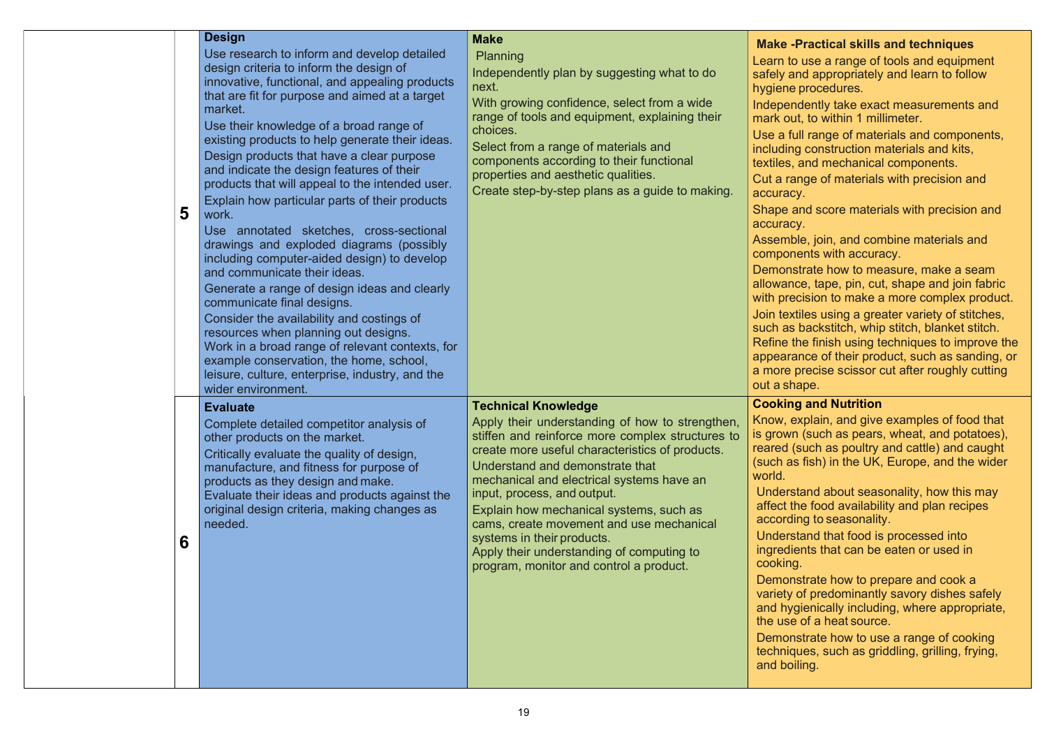| | | | | |
|---|---|---|---|---|
| | 5 | **Design**<br>Use research to inform and develop detailed design criteria to inform the design of innovative, functional, and appealing products that are fit for purpose and aimed at a target market.<br>Use their knowledge of a broad range of existing products to help generate their ideas.<br>Design products that have a clear purpose and indicate the design features of their products that will appeal to the intended user.<br>Explain how particular parts of their products work.<br>Use annotated sketches, cross-sectional drawings and exploded diagrams (possibly including computer-aided design) to develop and communicate their ideas.<br>Generate a range of design ideas and clearly communicate final designs.<br>Consider the availability and costings of resources when planning out designs.<br>Work in a broad range of relevant contexts, for example conservation, the home, school, leisure, culture, enterprise, industry, and the wider environment. | **Make**<br>Planning<br>Independently plan by suggesting what to do next.<br>With growing confidence, select from a wide range of tools and equipment, explaining their choices.<br>Select from a range of materials and components according to their functional properties and aesthetic qualities.<br>Create step-by-step plans as a guide to making. | **Make -Practical skills and techniques**<br>Learn to use a range of tools and equipment safely and appropriately and learn to follow hygiene procedures.<br>Independently take exact measurements and mark out, to within 1 millimeter.<br>Use a full range of materials and components, including construction materials and kits, textiles, and mechanical components.<br>Cut a range of materials with precision and accuracy.<br>Shape and score materials with precision and accuracy.<br>Assemble, join, and combine materials and components with accuracy.<br>Demonstrate how to measure, make a seam allowance, tape, pin, cut, shape and join fabric with precision to make a more complex product.<br>Join textiles using a greater variety of stitches, such as backstitch, whip stitch, blanket stitch.<br>Refine the finish using techniques to improve the appearance of their product, such as sanding, or a more precise scissor cut after roughly cutting out a shape. |
| | 6 | **Evaluate**<br>Complete detailed competitor analysis of other products on the market.<br>Critically evaluate the quality of design, manufacture, and fitness for purpose of products as they design and make.<br>Evaluate their ideas and products against the original design criteria, making changes as needed. | **Technical Knowledge**<br>Apply their understanding of how to strengthen, stiffen and reinforce more complex structures to create more useful characteristics of products.<br>Understand and demonstrate that mechanical and electrical systems have an input, process, and output.<br>Explain how mechanical systems, such as cams, create movement and use mechanical systems in their products.<br>Apply their understanding of computing to program, monitor and control a product. | **Cooking and Nutrition**<br>Know, explain, and give examples of food that is grown (such as pears, wheat, and potatoes), reared (such as poultry and cattle) and caught (such as fish) in the UK, Europe, and the wider world.<br>Understand about seasonality, how this may affect the food availability and plan recipes according to seasonality.<br>Understand that food is processed into ingredients that can be eaten or used in cooking.<br>Demonstrate how to prepare and cook a variety of predominantly savory dishes safely and hygienically including, where appropriate, the use of a heat source.<br>Demonstrate how to use a range of cooking techniques, such as griddling, grilling, frying, and boiling. |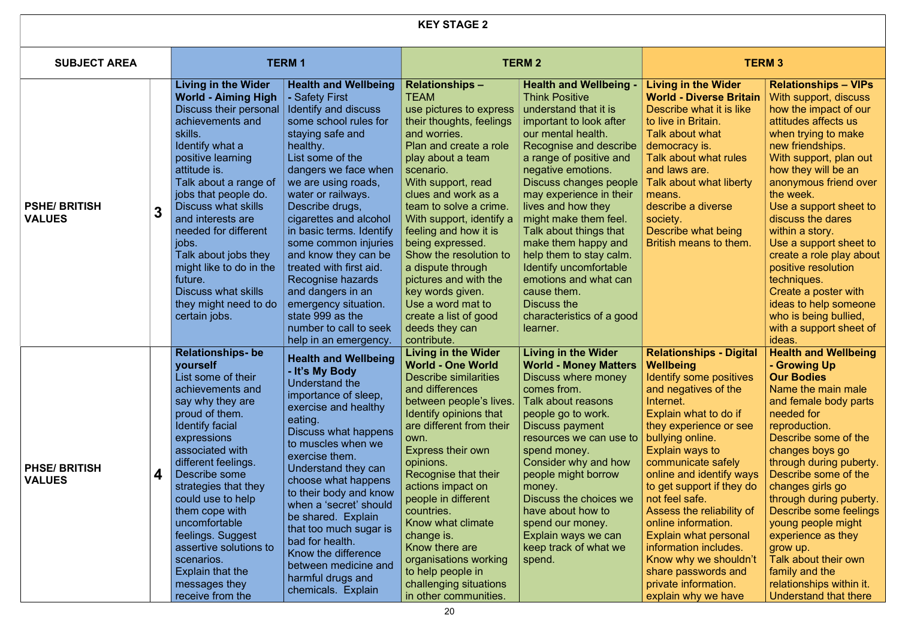| KEY STAGE 2 | | | | | | | |
|---|---|---|---|---|---|---|---|
| **SUBJECT AREA** | | **TERM 1** | | **TERM 2** | | **TERM 3** | |
| **PSHE/ BRITISH VALUES** | **3** | **Living in the Wider World - Aiming High** Discuss their personal achievements and skills. Identify what a positive learning attitude is. Talk about a range of jobs that people do. Discuss what skills and interests are needed for different jobs. Talk about jobs they might like to do in the future. Discuss what skills they might need to do certain jobs. | **Health and Wellbeing** - Safety First Identify and discuss some school rules for staying safe and healthy. List some of the dangers we face when we are using roads, water or railways. Describe drugs, cigarettes and alcohol in basic terms. Identify some common injuries and know they can be treated with first aid. Recognise hazards and dangers in an emergency situation. state 999 as the number to call to seek help in an emergency. | **Relationships –** TEAM use pictures to express their thoughts, feelings and worries. Plan and create a role play about a team scenario. With support, read clues and work as a team to solve a crime. With support, identify a feeling and how it is being expressed. Show the resolution to a dispute through pictures and with the key words given. Use a word mat to create a list of good deeds they can contribute. | **Health and Wellbeing** - Think Positive understand that it is important to look after our mental health. Recognise and describe a range of positive and negative emotions. Discuss changes people may experience in their lives and how they might make them feel. Talk about things that make them happy and help them to stay calm. Identify uncomfortable emotions and what can cause them. Discuss the characteristics of a good learner. | **Living in the Wider World - Diverse Britain** Describe what it is like to live in Britain. Talk about what democracy is. Talk about what rules and laws are. Talk about what liberty means. describe a diverse society. Describe what being British means to them. | **Relationships – VIPs** With support, discuss how the impact of our attitudes affects us when trying to make new friendships. With support, plan out how they will be an anonymous friend over the week. Use a support sheet to discuss the dares within a story. Use a support sheet to create a role play about positive resolution techniques. Create a poster with ideas to help someone who is being bullied, with a support sheet of ideas. |
| **PHSE/ BRITISH VALUES** | **4** | **Relationships- be yourself** List some of their achievements and say why they are proud of them. Identify facial expressions associated with different feelings. Describe some strategies that they could use to help them cope with uncomfortable feelings. Suggest assertive solutions to scenarios. Explain that the messages they receive from the | **Health and Wellbeing - It's My Body** Understand the importance of sleep, exercise and healthy eating. Discuss what happens to muscles when we exercise them. Understand they can choose what happens to their body and know when a 'secret' should be shared. Explain that too much sugar is bad for health. Know the difference between medicine and harmful drugs and chemicals. Explain | **Living in the Wider World - One World** Describe similarities and differences between people's lives. Identify opinions that are different from their own. Express their own opinions. Recognise that their actions impact on people in different countries. Know what climate change is. Know there are organisations working to help people in challenging situations in other communities. | **Living in the Wider World - Money Matters** Discuss where money comes from. Talk about reasons people go to work. Discuss payment resources we can use to spend money. Consider why and how people might borrow money. Discuss the choices we have about how to spend our money. Explain ways we can keep track of what we spend. | **Relationships - Digital Wellbeing** Identify some positives and negatives of the Internet. Explain what to do if they experience or see bullying online. Explain ways to communicate safely online and identify ways to get support if they do not feel safe. Assess the reliability of online information. Explain what personal information includes. Know why we shouldn't share passwords and private information. explain why we have | **Health and Wellbeing - Growing Up Our Bodies** Name the main male and female body parts needed for reproduction. Describe some of the changes boys go through during puberty. Describe some of the changes girls go through during puberty. Describe some feelings young people might experience as they grow up. Talk about their own family and the relationships within it. Understand that there |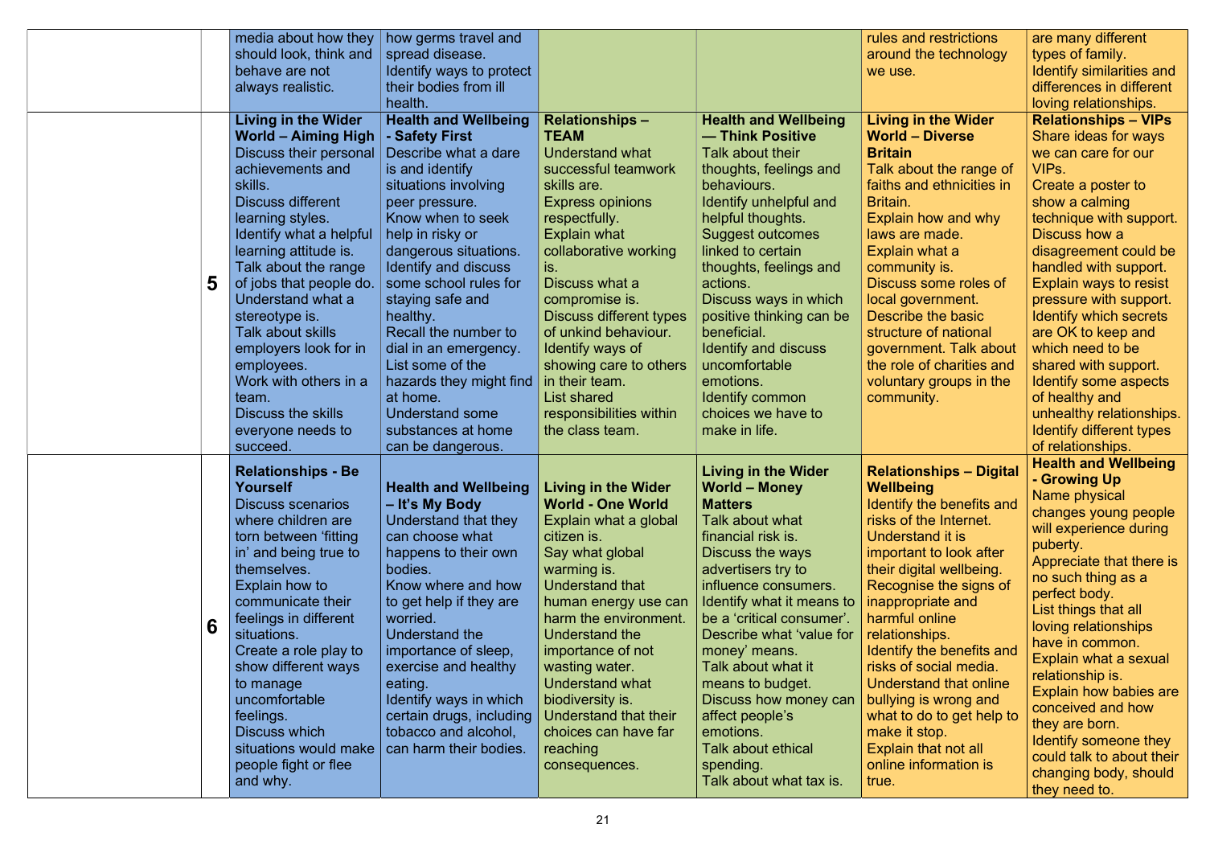| | | | | | | | |
|---|---|---|---|---|---|---|---|
| | | media about how they should look, think and behave are not always realistic. | how germs travel and spread disease.<br>Identify ways to protect their bodies from ill health. | | | rules and restrictions around the technology we use. | are many different types of family.<br>Identify similarities and differences in different loving relationships. |
| | **5** | **Living in the Wider World – Aiming High**<br>Discuss their personal achievements and skills.<br>Discuss different learning styles.<br>Identify what a helpful learning attitude is.<br>Talk about the range of jobs that people do.<br>Understand what a stereotype is.<br>Talk about skills employers look for in employees.<br>Work with others in a team.<br>Discuss the skills everyone needs to succeed. | **Health and Wellbeing - Safety First**<br>Describe what a dare is and identify situations involving peer pressure.<br>Know when to seek help in risky or dangerous situations.<br>Identify and discuss some school rules for staying safe and healthy.<br>Recall the number to dial in an emergency.<br>List some of the hazards they might find at home.<br>Understand some substances at home can be dangerous. | **Relationships – TEAM**<br>Understand what successful teamwork skills are.<br>Express opinions respectfully.<br>Explain what collaborative working is.<br>Discuss what a compromise is.<br>Discuss different types of unkind behaviour.<br>Identify ways of showing care to others in their team.<br>List shared responsibilities within the class team. | **Health and Wellbeing — Think Positive**<br>Talk about their thoughts, feelings and behaviours.<br>Identify unhelpful and helpful thoughts.<br>Suggest outcomes linked to certain thoughts, feelings and actions.<br>Discuss ways in which positive thinking can be beneficial.<br>Identify and discuss uncomfortable emotions.<br>Identify common choices we have to make in life. | **Living in the Wider World – Diverse Britain**<br>Talk about the range of faiths and ethnicities in Britain.<br>Explain how and why laws are made.<br>Explain what a community is.<br>Discuss some roles of local government.<br>Describe the basic structure of national government. Talk about the role of charities and voluntary groups in the community. | **Relationships – VIPs**<br>Share ideas for ways we can care for our VIPs.<br>Create a poster to show a calming technique with support.<br>Discuss how a disagreement could be handled with support.<br>Explain ways to resist pressure with support.<br>Identify which secrets are OK to keep and which need to be shared with support.<br>Identify some aspects of healthy and unhealthy relationships.<br>Identify different types of relationships. |
| | **6** | **Relationships - Be Yourself**<br>Discuss scenarios where children are torn between 'fitting in' and being true to themselves.<br>Explain how to communicate their feelings in different situations.<br>Create a role play to show different ways to manage uncomfortable feelings.<br>Discuss which situations would make people fight or flee and why. | **Health and Wellbeing – It's My Body**<br>Understand that they can choose what happens to their own bodies.<br>Know where and how to get help if they are worried.<br>Understand the importance of sleep, exercise and healthy eating.<br>Identify ways in which certain drugs, including tobacco and alcohol, can harm their bodies. | **Living in the Wider World - One World**<br>Explain what a global citizen is.<br>Say what global warming is.<br>Understand that human energy use can harm the environment.<br>Understand the importance of not wasting water.<br>Understand what biodiversity is.<br>Understand that their choices can have far reaching consequences. | **Living in the Wider World – Money Matters**<br>Talk about what financial risk is.<br>Discuss the ways advertisers try to influence consumers.<br>Identify what it means to be a 'critical consumer'.<br>Describe what 'value for money' means.<br>Talk about what it means to budget.<br>Discuss how money can affect people's emotions.<br>Talk about ethical spending.<br>Talk about what tax is. | **Relationships – Digital Wellbeing**<br>Identify the benefits and risks of the Internet.<br>Understand it is important to look after their digital wellbeing.<br>Recognise the signs of inappropriate and harmful online relationships.<br>Identify the benefits and risks of social media.<br>Understand that online bullying is wrong and what to do to get help to make it stop.<br>Explain that not all online information is true. | **Health and Wellbeing - Growing Up**<br>Name physical changes young people will experience during puberty.<br>Appreciate that there is no such thing as a perfect body.<br>List things that all loving relationships have in common.<br>Explain what a sexual relationship is.<br>Explain how babies are conceived and how they are born.<br>Identify someone they could talk to about their changing body, should they need to. |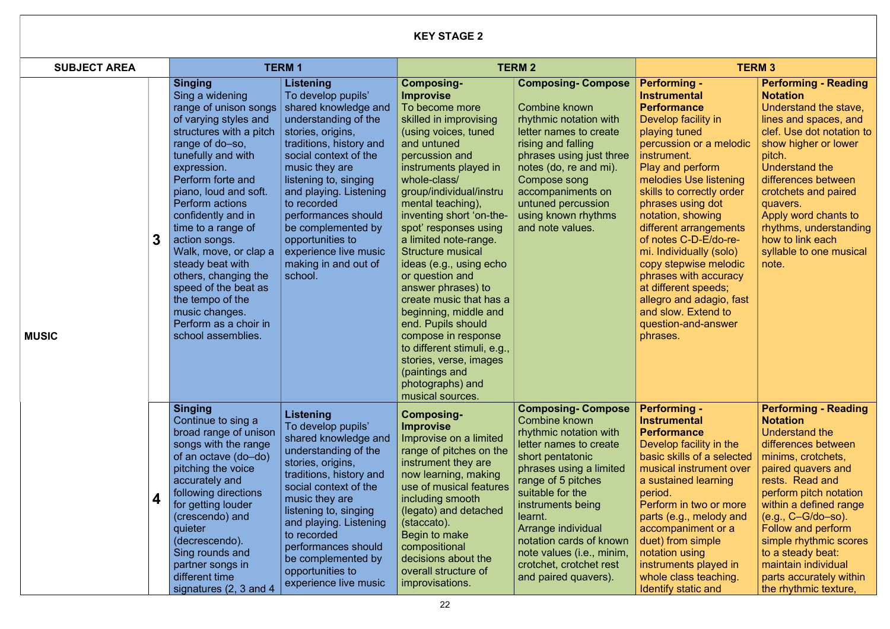| KEY STAGE 2 | | | | | | | |
|---|---|---|---|---|---|---|---|
| **SUBJECT AREA** | | **TERM 1** | | **TERM 2** | | **TERM 3** | |
| **MUSIC** | **3** | **Singing** Sing a widening range of unison songs of varying styles and structures with a pitch range of do–so, tunefully and with expression. Perform forte and piano, loud and soft. Perform actions confidently and in time to a range of action songs. Walk, move, or clap a steady beat with others, changing the speed of the beat as the tempo of the music changes. Perform as a choir in school assemblies. | **Listening** To develop pupils' shared knowledge and understanding of the stories, origins, traditions, history and social context of the music they are listening to, singing and playing. Listening to recorded performances should be complemented by opportunities to experience live music making in and out of school. | **Composing- Improvise** To become more skilled in improvising (using voices, tuned and untuned percussion and instruments played in whole-class/ group/individual/instrumental teaching), inventing short 'on-the-spot' responses using a limited note-range. Structure musical ideas (e.g., using echo or question and answer phrases) to create music that has a beginning, middle and end. Pupils should compose in response to different stimuli, e.g., stories, verse, images (paintings and photographs) and musical sources. | **Composing- Compose** Combine known rhythmic notation with letter names to create rising and falling phrases using just three notes (do, re and mi). Compose song accompaniments on untuned percussion using known rhythms and note values. | **Performing - Instrumental Performance** Develop facility in playing tuned percussion or a melodic instrument. Play and perform melodies Use listening skills to correctly order phrases using dot notation, showing different arrangements of notes C-D-E/do-re-mi. Individually (solo) copy stepwise melodic phrases with accuracy at different speeds; allegro and adagio, fast and slow. Extend to question-and-answer phrases. | **Performing - Reading Notation** Understand the stave, lines and spaces, and clef. Use dot notation to show higher or lower pitch. Understand the differences between crotchets and paired quavers. Apply word chants to rhythms, understanding how to link each syllable to one musical note. |
| | **4** | **Singing** Continue to sing a broad range of unison songs with the range of an octave (do–do) pitching the voice accurately and following directions for getting louder (crescendo) and quieter (decrescendo). Sing rounds and partner songs in different time signatures (2, 3 and 4 | **Listening** To develop pupils' shared knowledge and understanding of the stories, origins, traditions, history and social context of the music they are listening to, singing and playing. Listening to recorded performances should be complemented by opportunities to experience live music | **Composing- Improvise** Improvise on a limited range of pitches on the instrument they are now learning, making use of musical features including smooth (legato) and detached (staccato). Begin to make compositional decisions about the overall structure of improvisations. | **Composing- Compose** Combine known rhythmic notation with letter names to create short pentatonic phrases using a limited range of 5 pitches suitable for the instruments being learnt. Arrange individual notation cards of known note values (i.e., minim, crotchet, crotchet rest and paired quavers). | **Performing - Instrumental Performance** Develop facility in the basic skills of a selected musical instrument over a sustained learning period. Perform in two or more parts (e.g., melody and accompaniment or a duet) from simple notation using instruments played in whole class teaching. Identify static and | **Performing - Reading Notation** Understand the differences between minims, crotchets, paired quavers and rests. Read and perform pitch notation within a defined range (e.g., C–G/do–so). Follow and perform simple rhythmic scores to a steady beat: maintain individual parts accurately within the rhythmic texture, |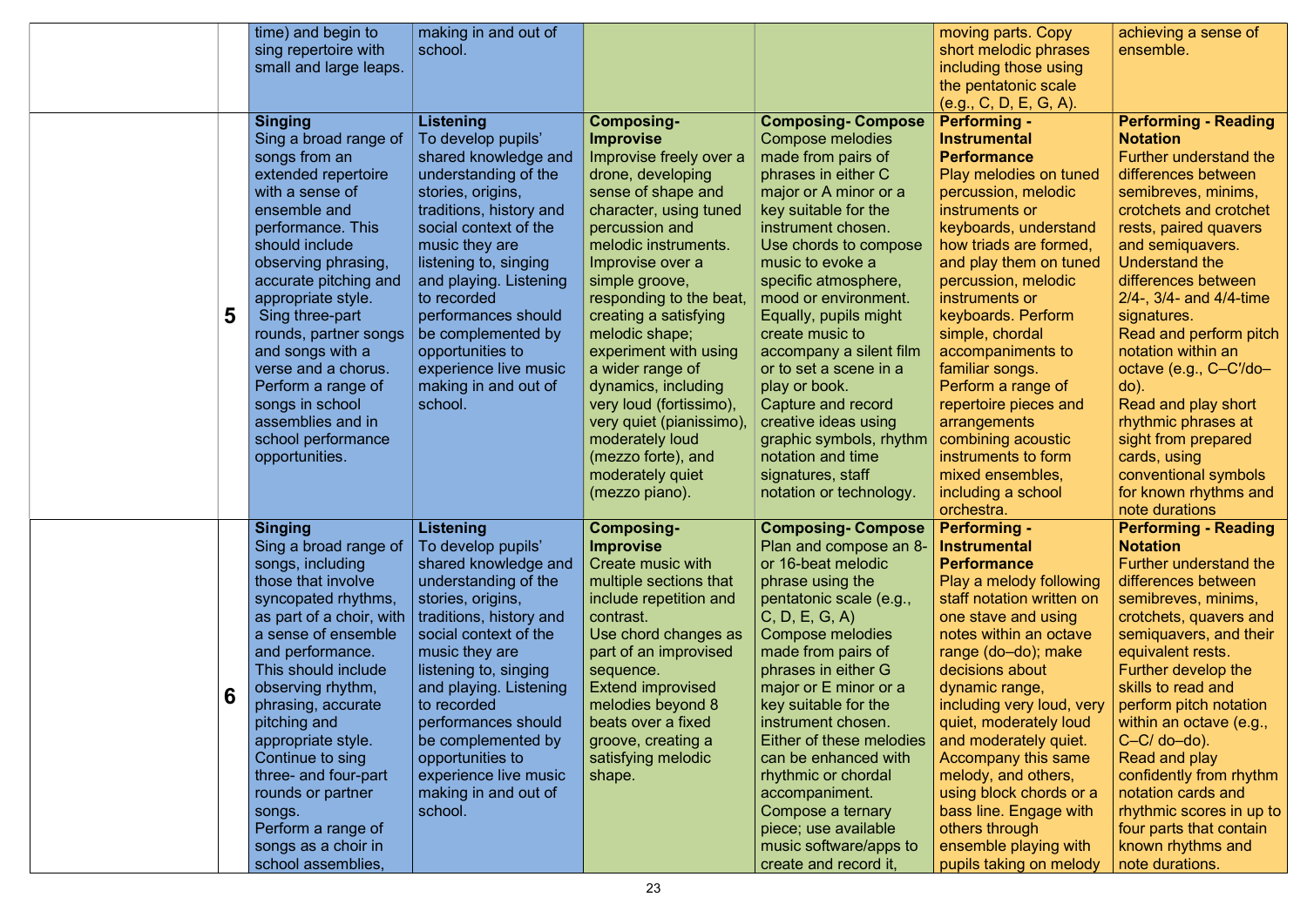| | | | | | | | |
|---|---|---|---|---|---|---|---|
| | | time) and begin to sing repertoire with small and large leaps. | making in and out of school. | | | moving parts. Copy short melodic phrases including those using the pentatonic scale (e.g., C, D, E, G, A). | achieving a sense of ensemble. |
| | **5** | **Singing** Sing a broad range of songs from an extended repertoire with a sense of ensemble and performance. This should include observing phrasing, accurate pitching and appropriate style. Sing three-part rounds, partner songs and songs with a verse and a chorus. Perform a range of songs in school assemblies and in school performance opportunities. | **Listening** To develop pupils' shared knowledge and understanding of the stories, origins, traditions, history and social context of the music they are listening to, singing and playing. Listening to recorded performances should be complemented by opportunities to experience live music making in and out of school. | **Composing- Improvise** Improvise freely over a drone, developing sense of shape and character, using tuned percussion and melodic instruments. Improvise over a simple groove, responding to the beat, creating a satisfying melodic shape; experiment with using a wider range of dynamics, including very loud (fortissimo), very quiet (pianissimo), moderately loud (mezzo forte), and moderately quiet (mezzo piano). | **Composing- Compose** Compose melodies made from pairs of phrases in either C major or A minor or a key suitable for the instrument chosen. Use chords to compose music to evoke a specific atmosphere, mood or environment. Equally, pupils might create music to accompany a silent film or to set a scene in a play or book. Capture and record creative ideas using graphic symbols, rhythm notation and time signatures, staff notation or technology. | **Performing - Instrumental Performance** Play melodies on tuned percussion, melodic instruments or keyboards, understand how triads are formed, and play them on tuned percussion, melodic instruments or keyboards. Perform simple, chordal accompaniments to familiar songs. Perform a range of repertoire pieces and arrangements combining acoustic instruments to form mixed ensembles, including a school orchestra. | **Performing - Reading Notation** Further understand the differences between semibreves, minims, crotchets and crotchet rests, paired quavers and semiquavers. Understand the differences between 2/4-, 3/4- and 4/4-time signatures. Read and perform pitch notation within an octave (e.g., C–C′/do–do). Read and play short rhythmic phrases at sight from prepared cards, using conventional symbols for known rhythms and note durations |
| | **6** | **Singing** Sing a broad range of songs, including those that involve syncopated rhythms, as part of a choir, with a sense of ensemble and performance. This should include observing rhythm, phrasing, accurate pitching and appropriate style. Continue to sing three- and four-part rounds or partner songs. Perform a range of songs as a choir in school assemblies, | **Listening** To develop pupils' shared knowledge and understanding of the stories, origins, traditions, history and social context of the music they are listening to, singing and playing. Listening to recorded performances should be complemented by opportunities to experience live music making in and out of school. | **Composing- Improvise** Create music with multiple sections that include repetition and contrast. Use chord changes as part of an improvised sequence. Extend improvised melodies beyond 8 beats over a fixed groove, creating a satisfying melodic shape. | **Composing- Compose** Plan and compose an 8- or 16-beat melodic phrase using the pentatonic scale (e.g., C, D, E, G, A) Compose melodies made from pairs of phrases in either G major or E minor or a key suitable for the instrument chosen. Either of these melodies can be enhanced with rhythmic or chordal accompaniment. Compose a ternary piece; use available music software/apps to create and record it, | **Performing - Instrumental Performance** Play a melody following staff notation written on one stave and using notes within an octave range (do–do); make decisions about dynamic range, including very loud, very quiet, moderately loud and moderately quiet. Accompany this same melody, and others, using block chords or a bass line. Engage with others through ensemble playing with pupils taking on melody | **Performing - Reading Notation** Further understand the differences between semibreves, minims, crotchets, quavers and semiquavers, and their equivalent rests. Further develop the skills to read and perform pitch notation within an octave (e.g., C–C/ do–do). Read and play confidently from rhythm notation cards and rhythmic scores in up to four parts that contain known rhythms and note durations. |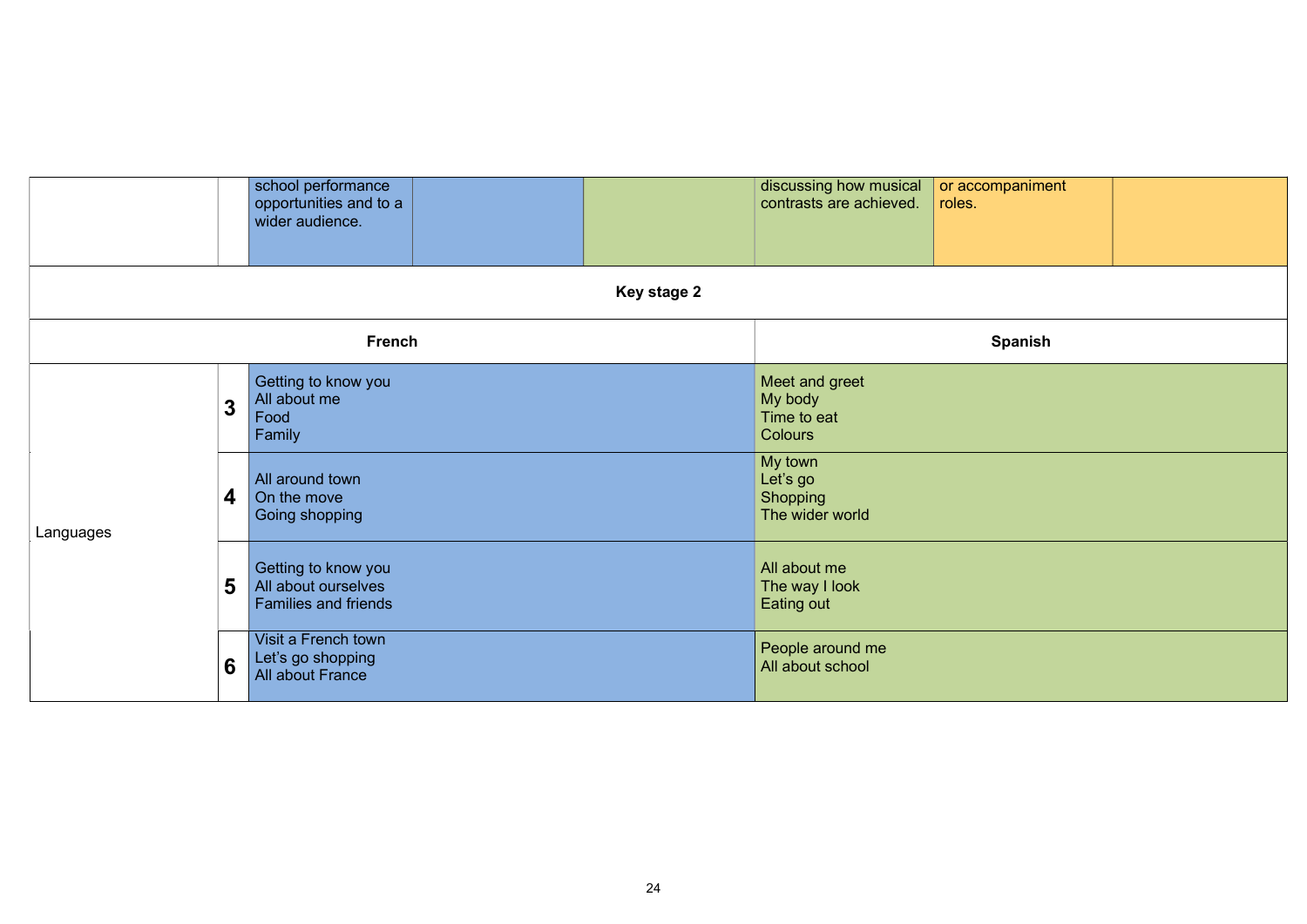| | | | | | | | |
|---|---|---|---|---|---|---|---|
| | | school performance opportunities and to a wider audience. | | | discussing how musical contrasts are achieved. | or accompaniment roles. | |

**Key stage 2**

| | | French | Spanish |
|---|---|---|---|
| Languages | **3** | Getting to know you<br>All about me<br>Food<br>Family | Meet and greet<br>My body<br>Time to eat<br>Colours |
| | **4** | All around town<br>On the move<br>Going shopping | My town<br>Let's go<br>Shopping<br>The wider world |
| | **5** | Getting to know you<br>All about ourselves<br>Families and friends | All about me<br>The way I look<br>Eating out |
| | **6** | Visit a French town<br>Let's go shopping<br>All about France | People around me<br>All about school |